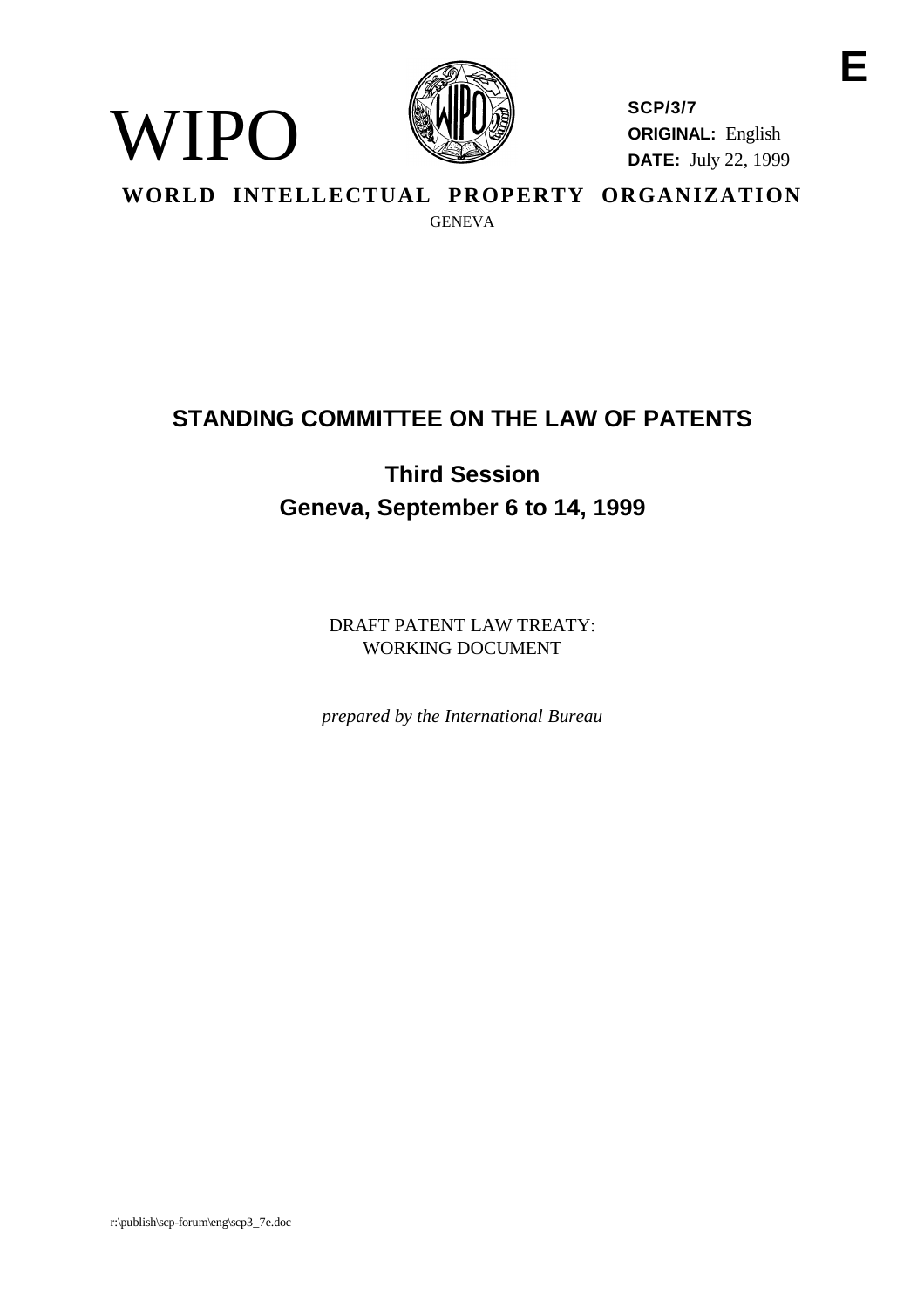**E**

WIPO

**SCP/3/7**
**ORIGINAL:** English
**DATE:** July 22, 1999

**WORLD INTELLECTUAL PROPERTY ORGANIZATION**

GENEVA

# STANDING COMMITTEE ON THE LAW OF PATENTS

## Third Session
## Geneva, September 6 to 14, 1999

DRAFT PATENT LAW TREATY:
WORKING DOCUMENT

*prepared by the International Bureau*

r:\publish\scp-forum\eng\scp3_7e.doc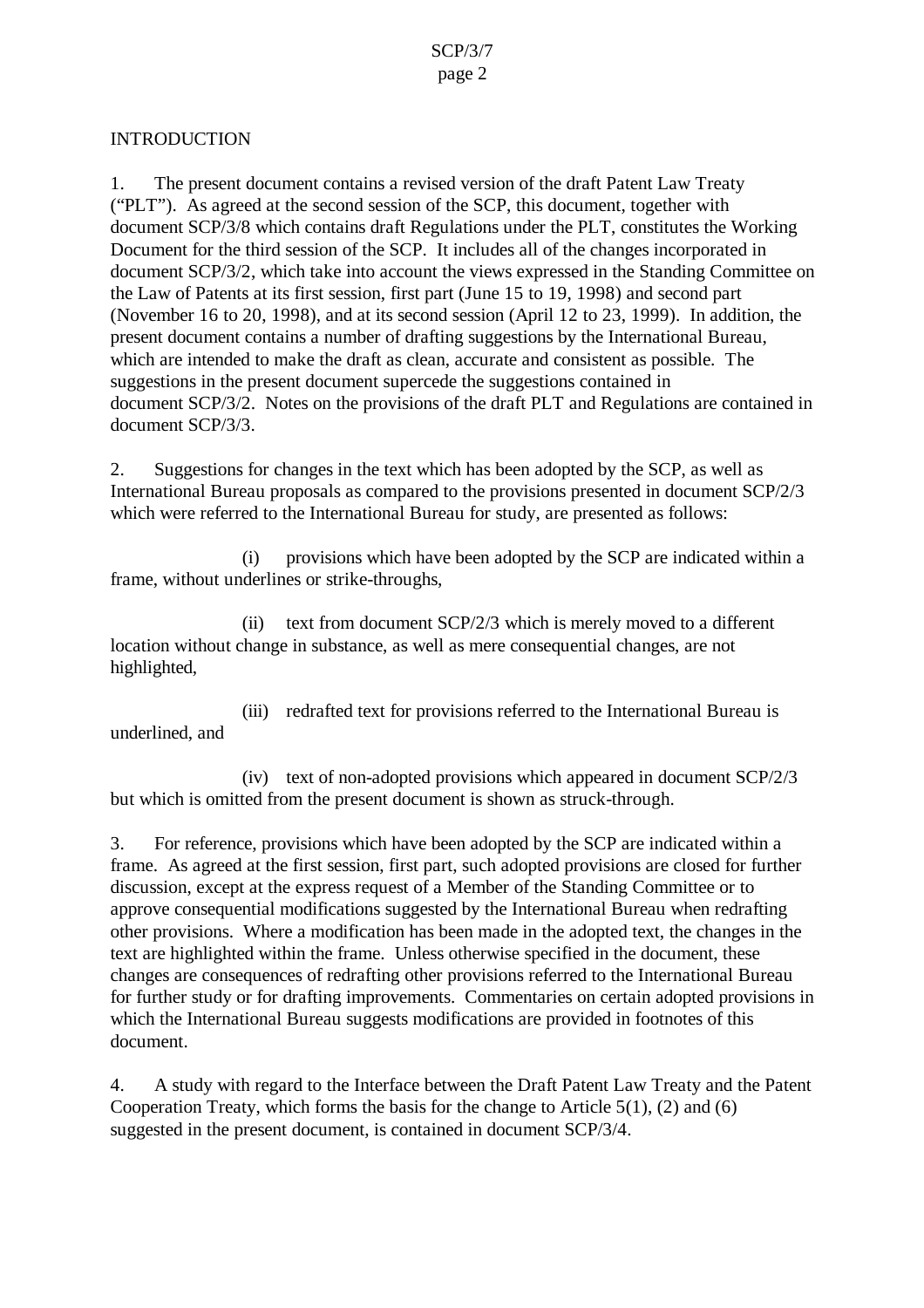## INTRODUCTION

1. The present document contains a revised version of the draft Patent Law Treaty ("PLT"). As agreed at the second session of the SCP, this document, together with document SCP/3/8 which contains draft Regulations under the PLT, constitutes the Working Document for the third session of the SCP. It includes all of the changes incorporated in document SCP/3/2, which take into account the views expressed in the Standing Committee on the Law of Patents at its first session, first part (June 15 to 19, 1998) and second part (November 16 to 20, 1998), and at its second session (April 12 to 23, 1999). In addition, the present document contains a number of drafting suggestions by the International Bureau, which are intended to make the draft as clean, accurate and consistent as possible. The suggestions in the present document supercede the suggestions contained in document SCP/3/2. Notes on the provisions of the draft PLT and Regulations are contained in document SCP/3/3.

2. Suggestions for changes in the text which has been adopted by the SCP, as well as International Bureau proposals as compared to the provisions presented in document SCP/2/3 which were referred to the International Bureau for study, are presented as follows:

(i) provisions which have been adopted by the SCP are indicated within a frame, without underlines or strike-throughs,

(ii) text from document SCP/2/3 which is merely moved to a different location without change in substance, as well as mere consequential changes, are not highlighted,

(iii) redrafted text for provisions referred to the International Bureau is underlined, and

(iv) text of non-adopted provisions which appeared in document SCP/2/3 but which is omitted from the present document is shown as struck-through.

3. For reference, provisions which have been adopted by the SCP are indicated within a frame. As agreed at the first session, first part, such adopted provisions are closed for further discussion, except at the express request of a Member of the Standing Committee or to approve consequential modifications suggested by the International Bureau when redrafting other provisions. Where a modification has been made in the adopted text, the changes in the text are highlighted within the frame. Unless otherwise specified in the document, these changes are consequences of redrafting other provisions referred to the International Bureau for further study or for drafting improvements. Commentaries on certain adopted provisions in which the International Bureau suggests modifications are provided in footnotes of this document.

4. A study with regard to the Interface between the Draft Patent Law Treaty and the Patent Cooperation Treaty, which forms the basis for the change to Article 5(1), (2) and (6) suggested in the present document, is contained in document SCP/3/4.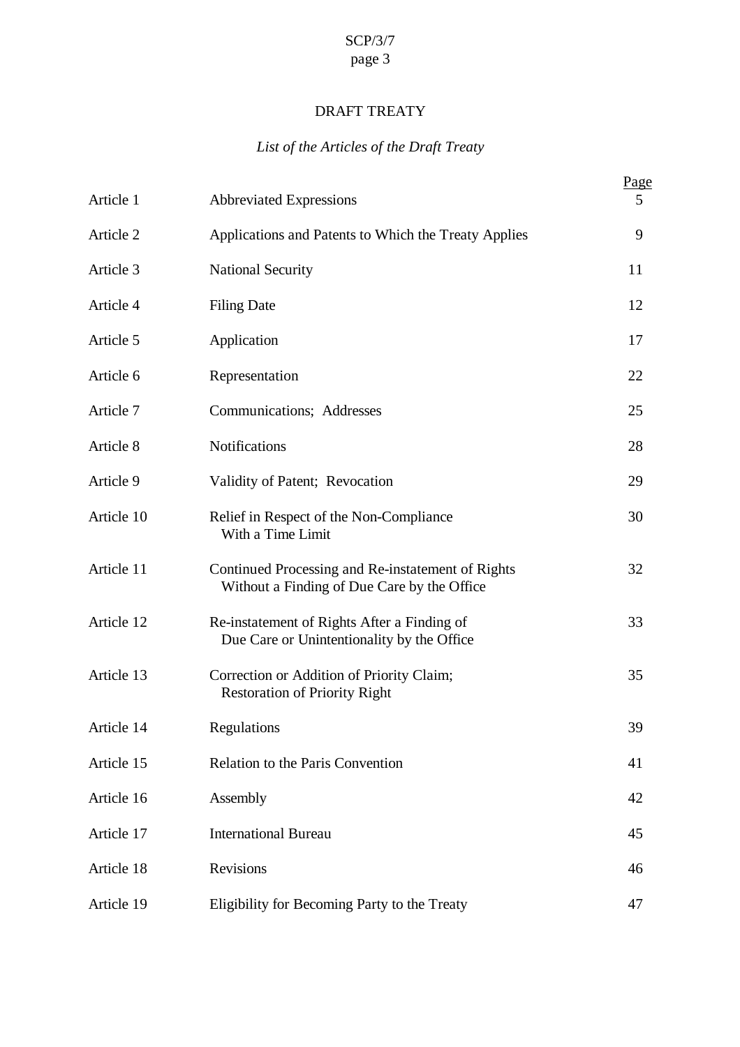# DRAFT TREATY

*List of the Articles of the Draft Treaty*

| | | Page |
|---|---|---|
| Article 1 | Abbreviated Expressions | 5 |
| Article 2 | Applications and Patents to Which the Treaty Applies | 9 |
| Article 3 | National Security | 11 |
| Article 4 | Filing Date | 12 |
| Article 5 | Application | 17 |
| Article 6 | Representation | 22 |
| Article 7 | Communications; Addresses | 25 |
| Article 8 | Notifications | 28 |
| Article 9 | Validity of Patent; Revocation | 29 |
| Article 10 | Relief in Respect of the Non-Compliance With a Time Limit | 30 |
| Article 11 | Continued Processing and Re-instatement of Rights Without a Finding of Due Care by the Office | 32 |
| Article 12 | Re-instatement of Rights After a Finding of Due Care or Unintentionality by the Office | 33 |
| Article 13 | Correction or Addition of Priority Claim; Restoration of Priority Right | 35 |
| Article 14 | Regulations | 39 |
| Article 15 | Relation to the Paris Convention | 41 |
| Article 16 | Assembly | 42 |
| Article 17 | International Bureau | 45 |
| Article 18 | Revisions | 46 |
| Article 19 | Eligibility for Becoming Party to the Treaty | 47 |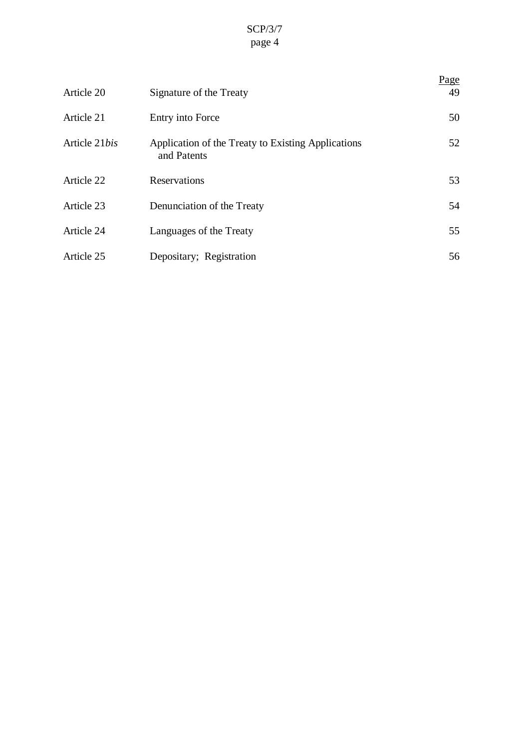| | | Page |
|---|---|---|
| Article 20 | Signature of the Treaty | 49 |
| Article 21 | Entry into Force | 50 |
| Article 21*bis* | Application of the Treaty to Existing Applications and Patents | 52 |
| Article 22 | Reservations | 53 |
| Article 23 | Denunciation of the Treaty | 54 |
| Article 24 | Languages of the Treaty | 55 |
| Article 25 | Depositary; Registration | 56 |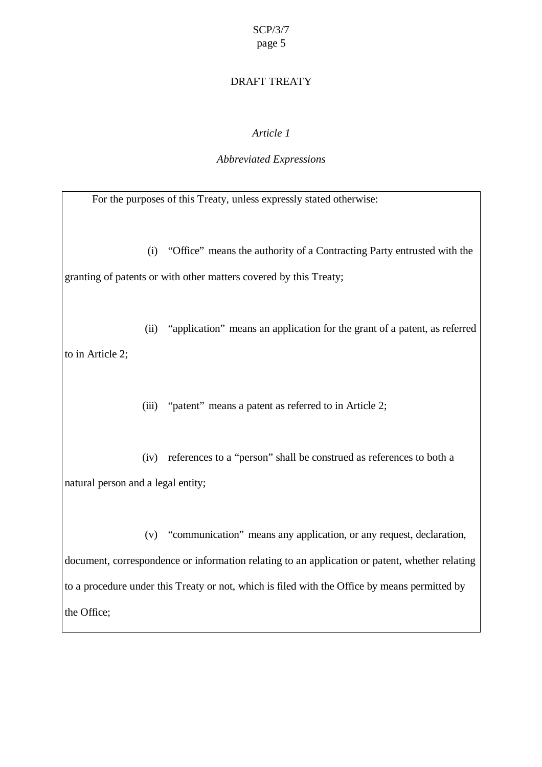# DRAFT TREATY

*Article 1*

*Abbreviated Expressions*

For the purposes of this Treaty, unless expressly stated otherwise:

(i) "Office" means the authority of a Contracting Party entrusted with the granting of patents or with other matters covered by this Treaty;

(ii) "application" means an application for the grant of a patent, as referred to in Article 2;

(iii) "patent" means a patent as referred to in Article 2;

(iv) references to a "person" shall be construed as references to both a natural person and a legal entity;

(v) "communication" means any application, or any request, declaration, document, correspondence or information relating to an application or patent, whether relating to a procedure under this Treaty or not, which is filed with the Office by means permitted by the Office;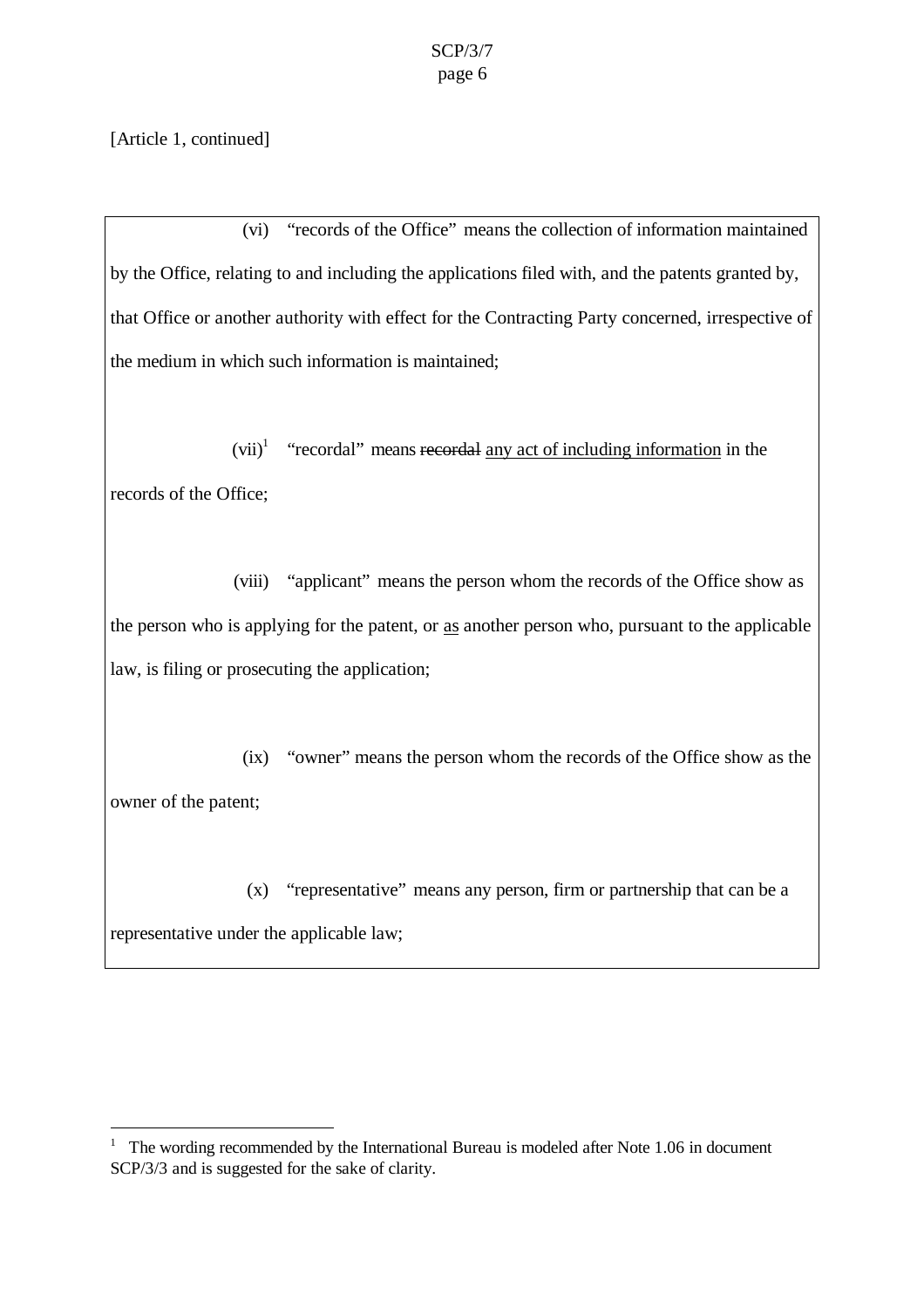[Article 1, continued]

(vi) “records of the Office” means the collection of information maintained by the Office, relating to and including the applications filed with, and the patents granted by, that Office or another authority with effect for the Contracting Party concerned, irrespective of the medium in which such information is maintained;

(vii)[1] “recordal” means ~~recordal~~ <u>any act of including information</u> in the records of the Office;

(viii) “applicant” means the person whom the records of the Office show as the person who is applying for the patent, or <u>as</u> another person who, pursuant to the applicable law, is filing or prosecuting the application;

(ix) “owner” means the person whom the records of the Office show as the owner of the patent;

(x) “representative” means any person, firm or partnership that can be a representative under the applicable law;

---

[1] The wording recommended by the International Bureau is modeled after Note 1.06 in document SCP/3/3 and is suggested for the sake of clarity.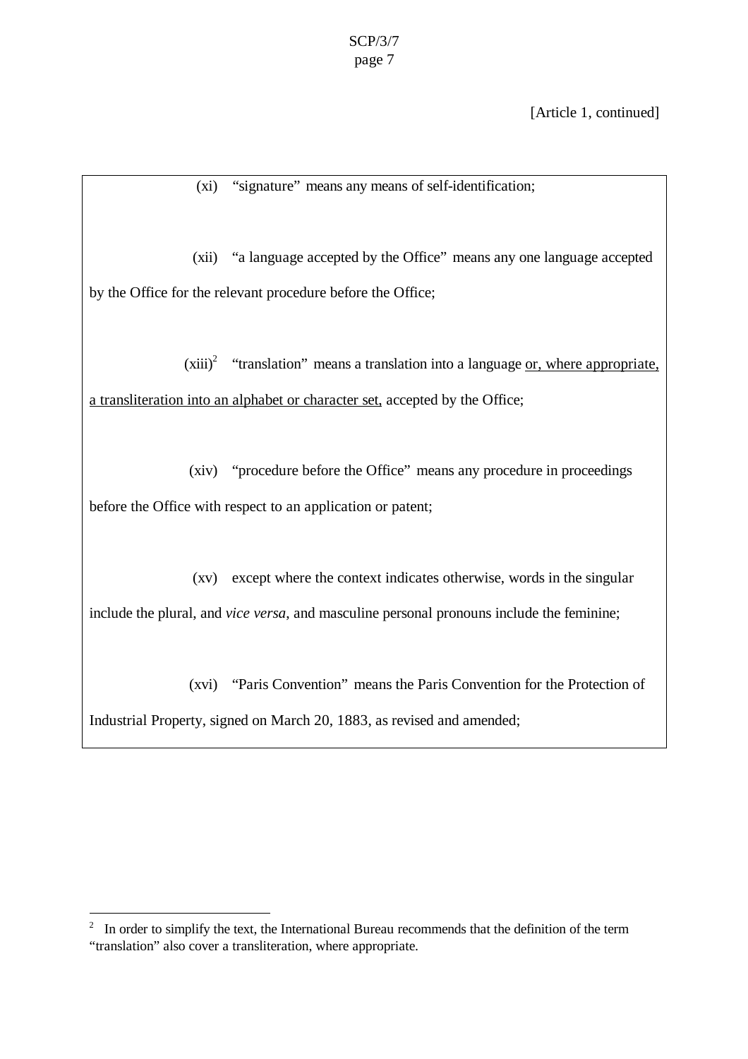[Article 1, continued]

(xi) "signature" means any means of self-identification;

(xii) "a language accepted by the Office" means any one language accepted by the Office for the relevant procedure before the Office;

(xiii)[2] "translation" means a translation into a language <u>or, where appropriate, a transliteration into an alphabet or character set,</u> accepted by the Office;

(xiv) "procedure before the Office" means any procedure in proceedings before the Office with respect to an application or patent;

(xv) except where the context indicates otherwise, words in the singular include the plural, and *vice versa*, and masculine personal pronouns include the feminine;

(xvi) "Paris Convention" means the Paris Convention for the Protection of Industrial Property, signed on March 20, 1883, as revised and amended;

---

[2] In order to simplify the text, the International Bureau recommends that the definition of the term "translation" also cover a transliteration, where appropriate.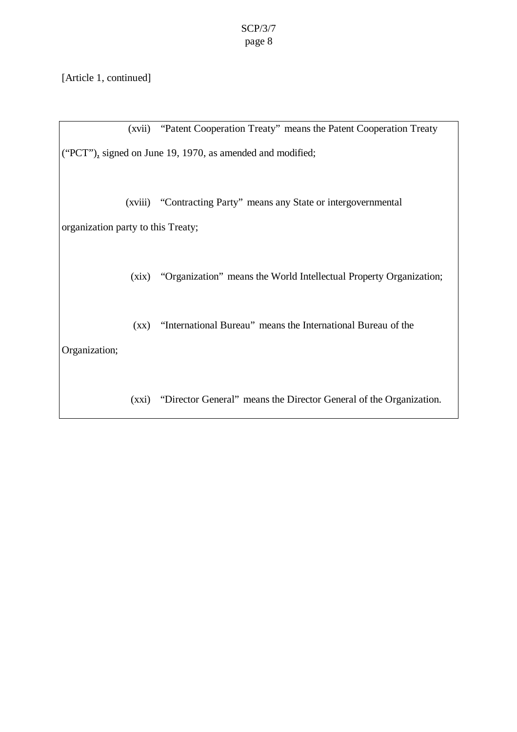[Article 1, continued]

(xvii) "Patent Cooperation Treaty" means the Patent Cooperation Treaty ("PCT"), signed on June 19, 1970, as amended and modified;

(xviii) "Contracting Party" means any State or intergovernmental organization party to this Treaty;

(xix) "Organization" means the World Intellectual Property Organization;

(xx) "International Bureau" means the International Bureau of the Organization;

(xxi) "Director General" means the Director General of the Organization.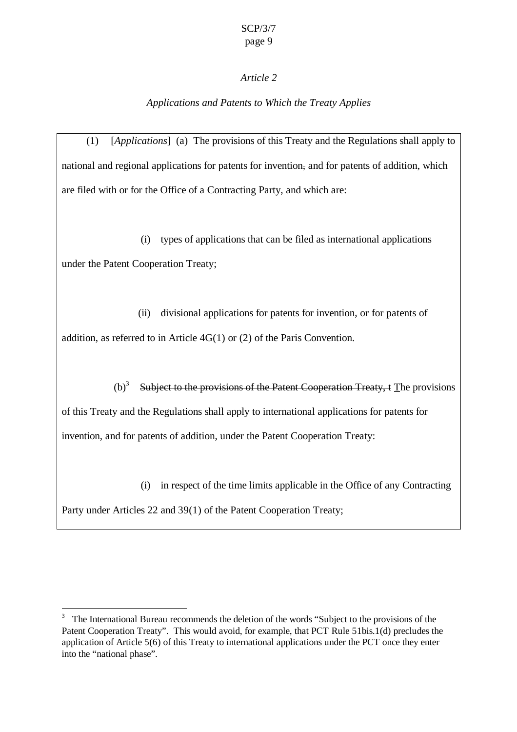*Article 2*

*Applications and Patents to Which the Treaty Applies*

(1) [*Applications*] (a) The provisions of this Treaty and the Regulations shall apply to national and regional applications for patents for invention~~,~~ and for patents of addition, which are filed with or for the Office of a Contracting Party, and which are:

(i) types of applications that can be filed as international applications under the Patent Cooperation Treaty;

(ii) divisional applications for patents for invention~~,~~ or for patents of addition, as referred to in Article 4G(1) or (2) of the Paris Convention.

(b)[3] ~~Subject to the provisions of the Patent Cooperation Treaty, t~~ <u>T</u>he provisions of this Treaty and the Regulations shall apply to international applications for patents for invention~~,~~ and for patents of addition, under the Patent Cooperation Treaty:

(i) in respect of the time limits applicable in the Office of any Contracting Party under Articles 22 and 39(1) of the Patent Cooperation Treaty;

---

[3] The International Bureau recommends the deletion of the words "Subject to the provisions of the Patent Cooperation Treaty". This would avoid, for example, that PCT Rule 51bis.1(d) precludes the application of Article 5(6) of this Treaty to international applications under the PCT once they enter into the "national phase".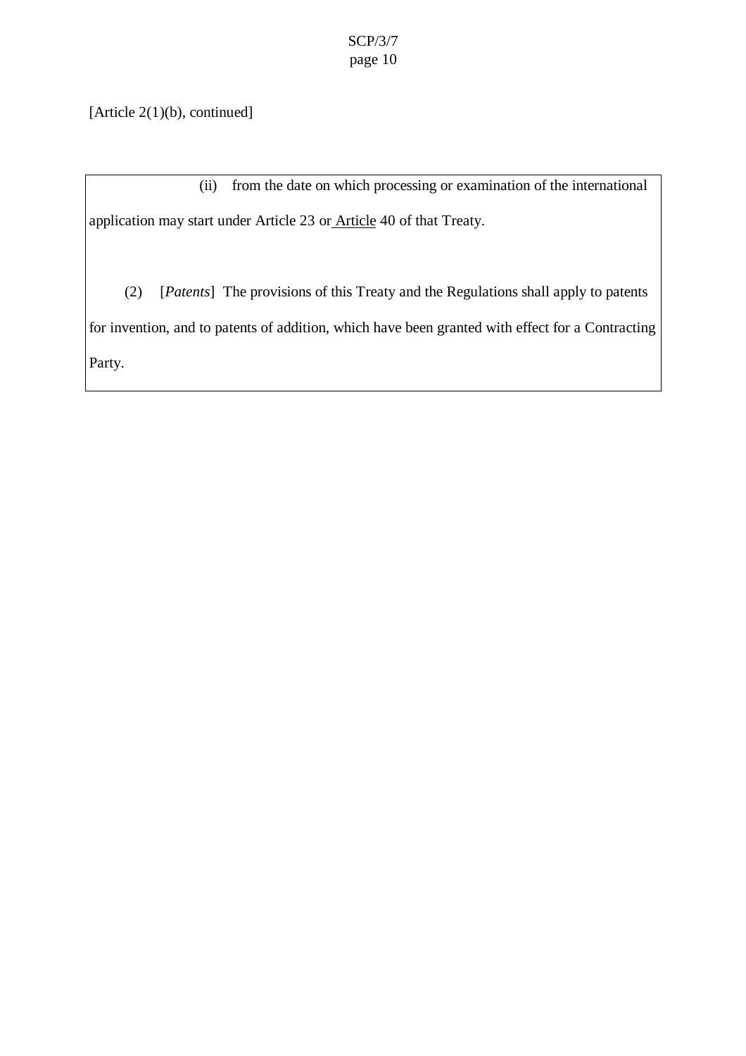[Article 2(1)(b), continued]

(ii) from the date on which processing or examination of the international application may start under Article 23 or Article 40 of that Treaty.

(2) [*Patents*] The provisions of this Treaty and the Regulations shall apply to patents for invention, and to patents of addition, which have been granted with effect for a Contracting Party.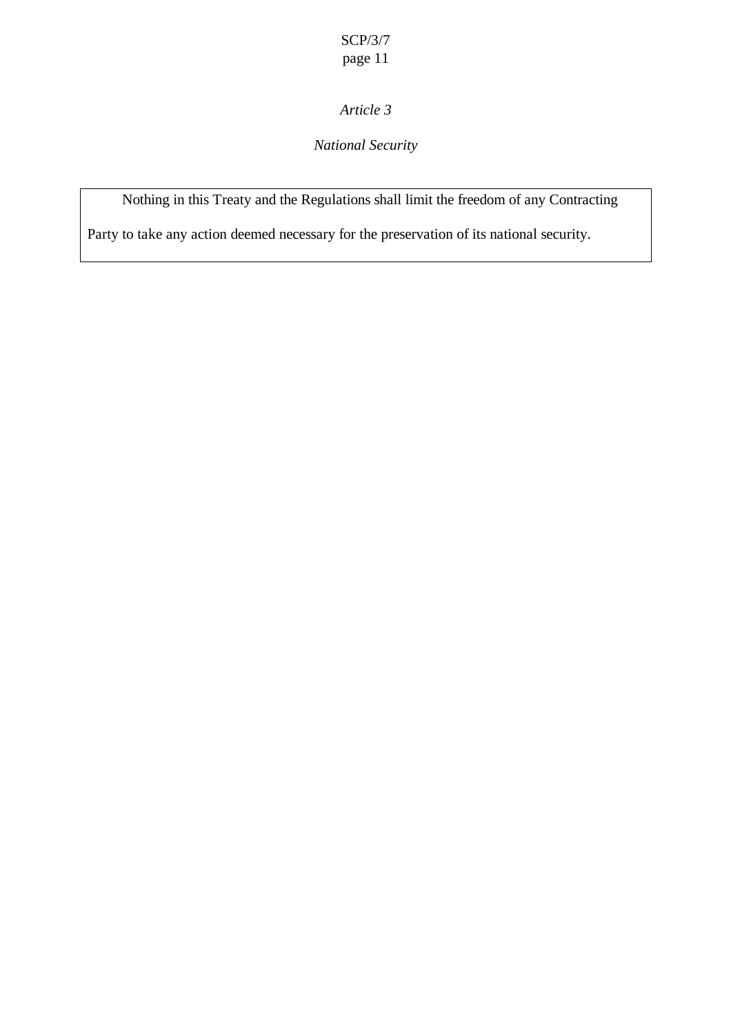*Article 3*

*National Security*

Nothing in this Treaty and the Regulations shall limit the freedom of any Contracting Party to take any action deemed necessary for the preservation of its national security.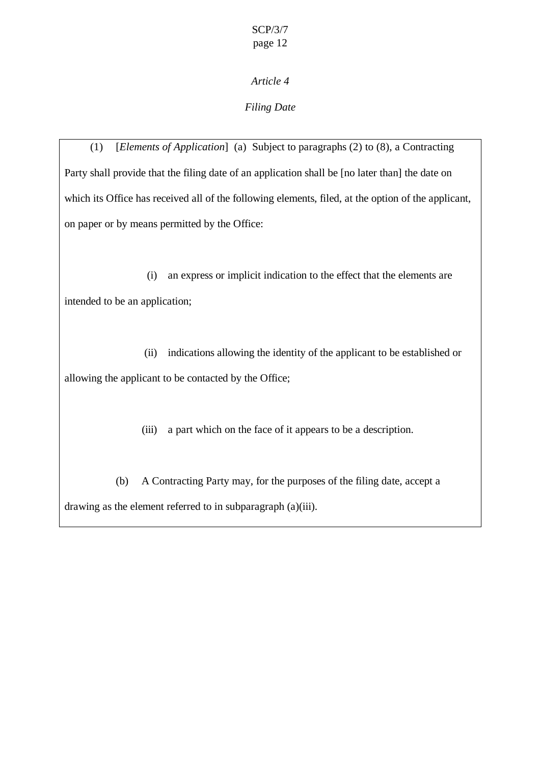*Article 4*

*Filing Date*

(1) [*Elements of Application*] (a) Subject to paragraphs (2) to (8), a Contracting Party shall provide that the filing date of an application shall be [no later than] the date on which its Office has received all of the following elements, filed, at the option of the applicant, on paper or by means permitted by the Office:

(i) an express or implicit indication to the effect that the elements are intended to be an application;

(ii) indications allowing the identity of the applicant to be established or allowing the applicant to be contacted by the Office;

(iii) a part which on the face of it appears to be a description.

(b) A Contracting Party may, for the purposes of the filing date, accept a drawing as the element referred to in subparagraph (a)(iii).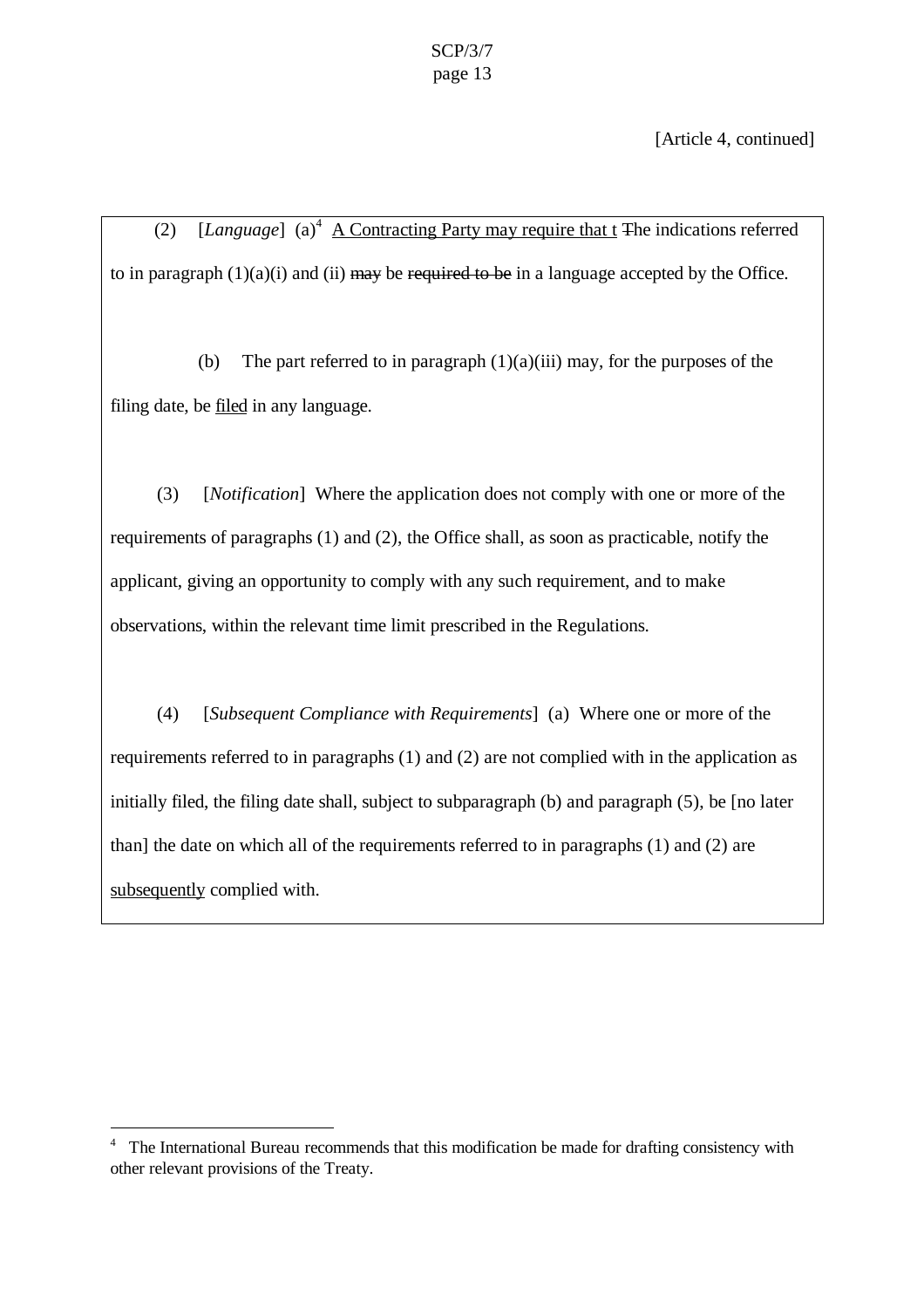[Article 4, continued]

(2) [*Language*] (a)[4] A Contracting Party may require that t ~~T~~he indications referred to in paragraph (1)(a)(i) and (ii) ~~may~~ be ~~required to be~~ in a language accepted by the Office.

(b) The part referred to in paragraph (1)(a)(iii) may, for the purposes of the filing date, be filed in any language.

(3) [*Notification*] Where the application does not comply with one or more of the requirements of paragraphs (1) and (2), the Office shall, as soon as practicable, notify the applicant, giving an opportunity to comply with any such requirement, and to make observations, within the relevant time limit prescribed in the Regulations.

(4) [*Subsequent Compliance with Requirements*] (a) Where one or more of the requirements referred to in paragraphs (1) and (2) are not complied with in the application as initially filed, the filing date shall, subject to subparagraph (b) and paragraph (5), be [no later than] the date on which all of the requirements referred to in paragraphs (1) and (2) are subsequently complied with.

---

[4] The International Bureau recommends that this modification be made for drafting consistency with other relevant provisions of the Treaty.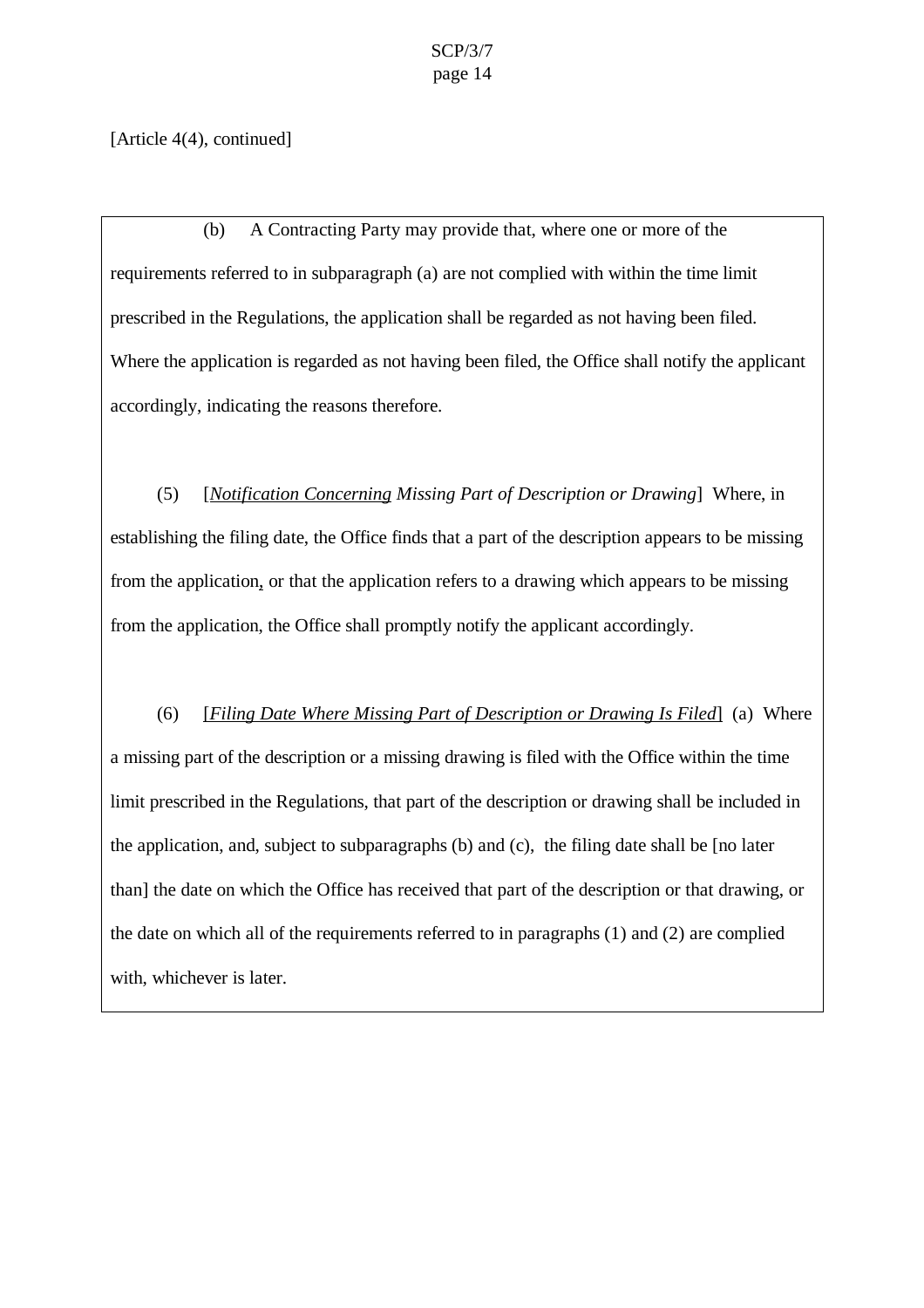[Article 4(4), continued]

(b) A Contracting Party may provide that, where one or more of the requirements referred to in subparagraph (a) are not complied with within the time limit prescribed in the Regulations, the application shall be regarded as not having been filed. Where the application is regarded as not having been filed, the Office shall notify the applicant accordingly, indicating the reasons therefore.

(5) [*Notification Concerning Missing Part of Description or Drawing*] Where, in establishing the filing date, the Office finds that a part of the description appears to be missing from the application, or that the application refers to a drawing which appears to be missing from the application, the Office shall promptly notify the applicant accordingly.

(6) [*Filing Date Where Missing Part of Description or Drawing Is Filed*] (a) Where a missing part of the description or a missing drawing is filed with the Office within the time limit prescribed in the Regulations, that part of the description or drawing shall be included in the application, and, subject to subparagraphs (b) and (c), the filing date shall be [no later than] the date on which the Office has received that part of the description or that drawing, or the date on which all of the requirements referred to in paragraphs (1) and (2) are complied with, whichever is later.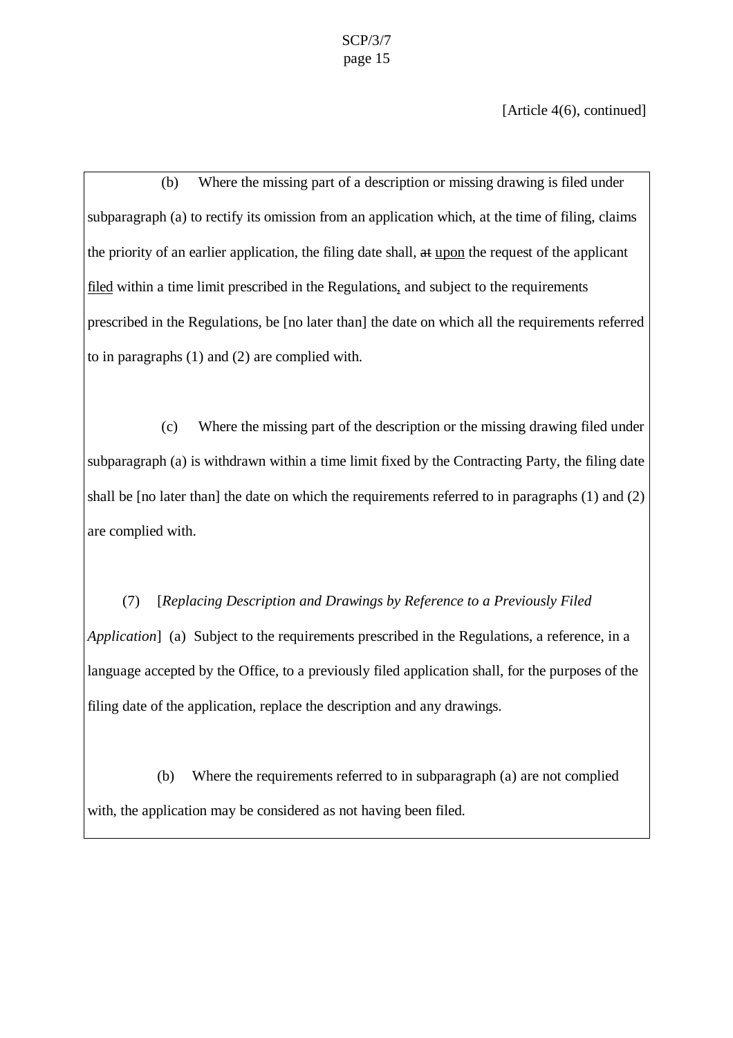[Article 4(6), continued]

(b) Where the missing part of a description or missing drawing is filed under subparagraph (a) to rectify its omission from an application which, at the time of filing, claims the priority of an earlier application, the filing date shall, ~~at~~ <u>upon</u> the request of the applicant <u>filed</u> within a time limit prescribed in the Regulations<u>,</u> and subject to the requirements prescribed in the Regulations, be [no later than] the date on which all the requirements referred to in paragraphs (1) and (2) are complied with.

(c) Where the missing part of the description or the missing drawing filed under subparagraph (a) is withdrawn within a time limit fixed by the Contracting Party, the filing date shall be [no later than] the date on which the requirements referred to in paragraphs (1) and (2) are complied with.

(7) [*Replacing Description and Drawings by Reference to a Previously Filed Application*] (a) Subject to the requirements prescribed in the Regulations, a reference, in a language accepted by the Office, to a previously filed application shall, for the purposes of the filing date of the application, replace the description and any drawings.

(b) Where the requirements referred to in subparagraph (a) are not complied with, the application may be considered as not having been filed.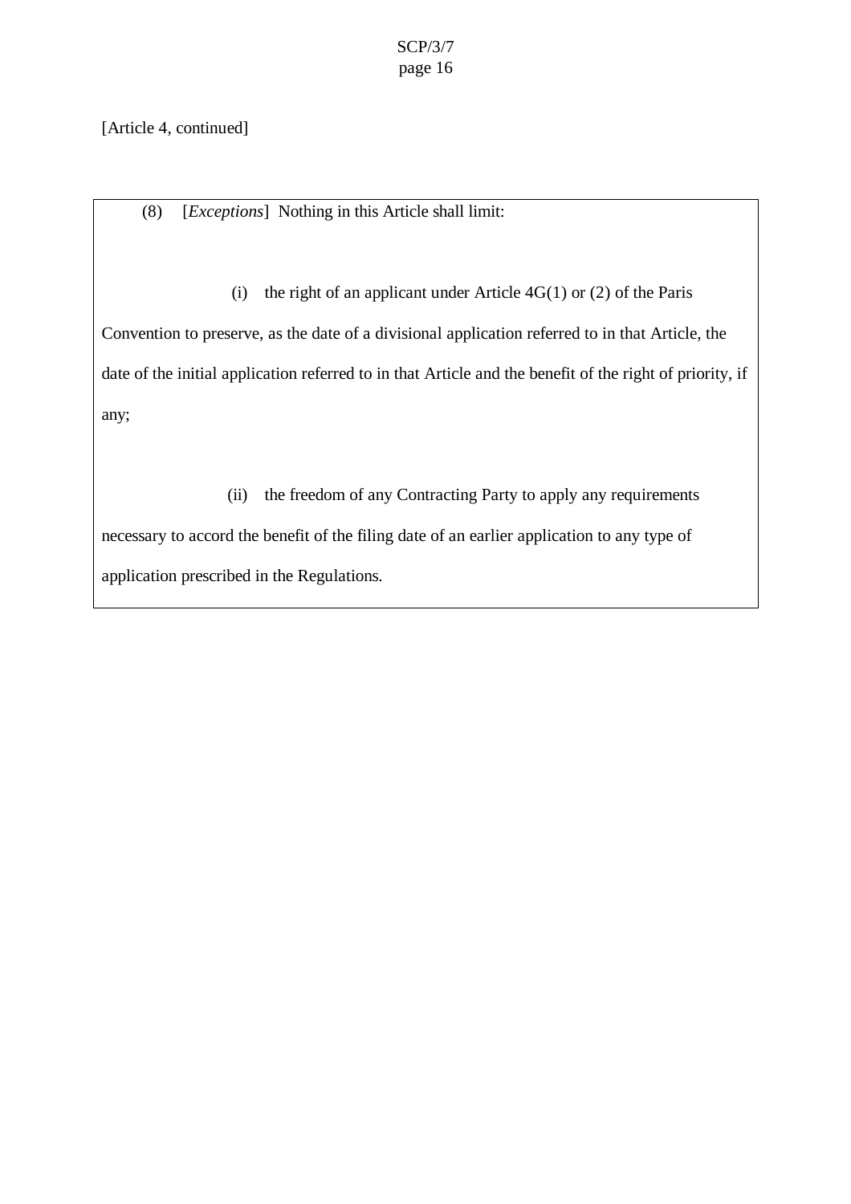[Article 4, continued]

(8) [*Exceptions*] Nothing in this Article shall limit:

(i) the right of an applicant under Article 4G(1) or (2) of the Paris Convention to preserve, as the date of a divisional application referred to in that Article, the date of the initial application referred to in that Article and the benefit of the right of priority, if any;

(ii) the freedom of any Contracting Party to apply any requirements necessary to accord the benefit of the filing date of an earlier application to any type of application prescribed in the Regulations.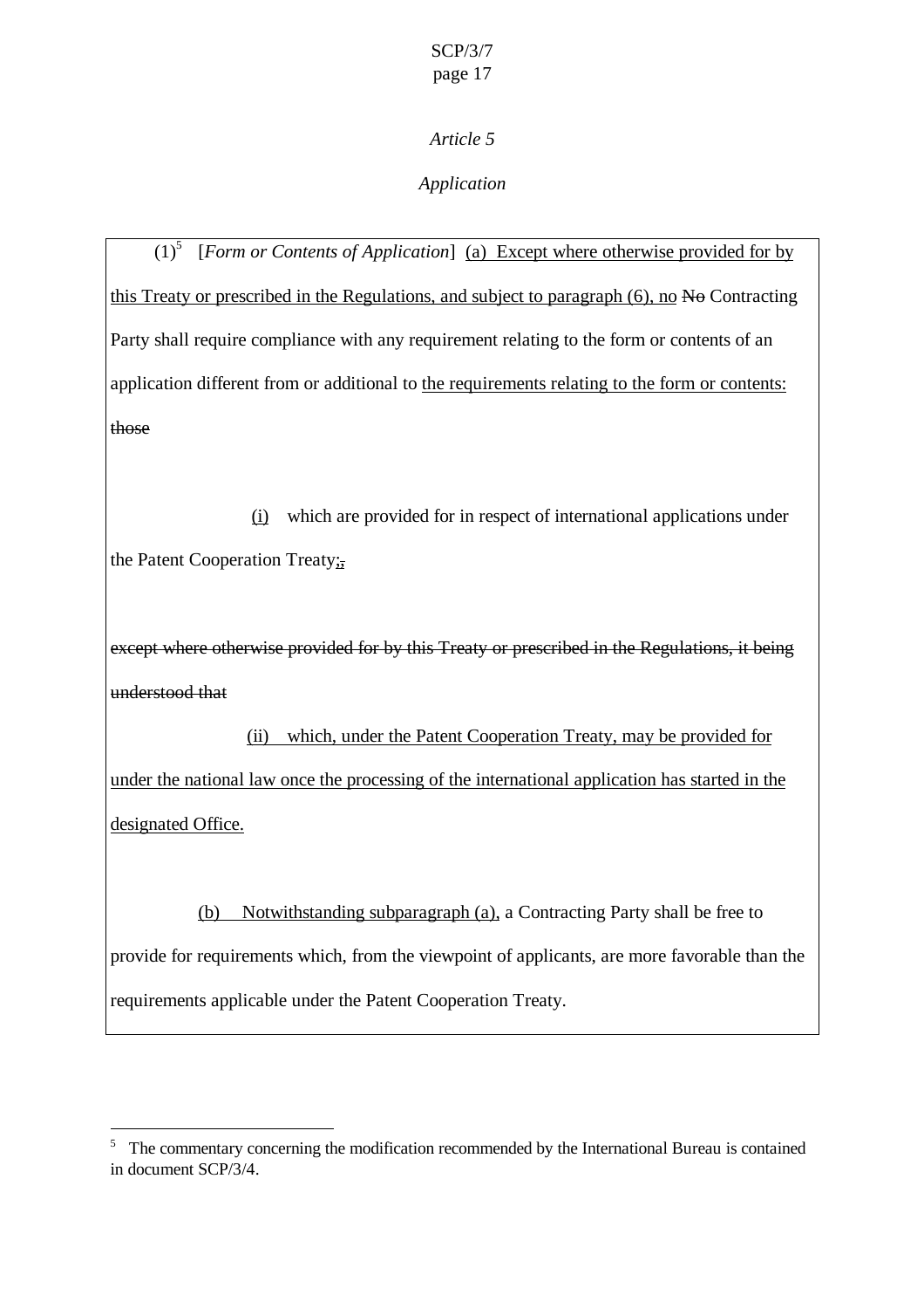*Article 5*

*Application*

(1)[5] [*Form or Contents of Application*] (a) Except where otherwise provided for by this Treaty or prescribed in the Regulations, and subject to paragraph (6), no ~~No~~ Contracting Party shall require compliance with any requirement relating to the form or contents of an application different from or additional to the requirements relating to the form or contents: ~~those~~

(i) which are provided for in respect of international applications under the Patent Cooperation Treaty;~~,~~

~~except where otherwise provided for by this Treaty or prescribed in the Regulations, it being understood that~~

(ii) which, under the Patent Cooperation Treaty, may be provided for under the national law once the processing of the international application has started in the designated Office.

(b) Notwithstanding subparagraph (a), a Contracting Party shall be free to provide for requirements which, from the viewpoint of applicants, are more favorable than the requirements applicable under the Patent Cooperation Treaty.

---

[5] The commentary concerning the modification recommended by the International Bureau is contained in document SCP/3/4.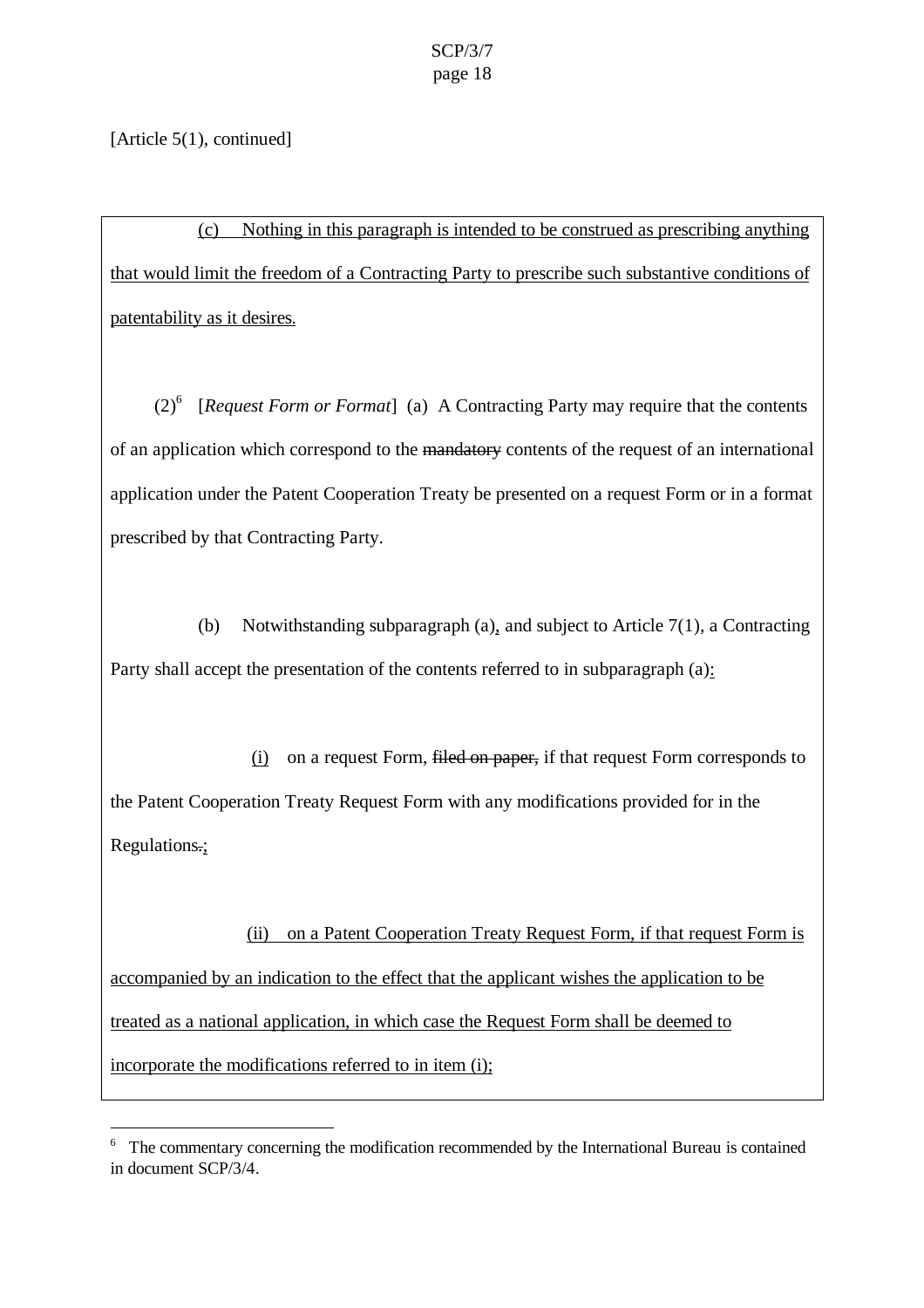[Article 5(1), continued]

(c) Nothing in this paragraph is intended to be construed as prescribing anything that would limit the freedom of a Contracting Party to prescribe such substantive conditions of patentability as it desires.

(2)[6] [*Request Form or Format*] (a) A Contracting Party may require that the contents of an application which correspond to the ~~mandatory~~ contents of the request of an international application under the Patent Cooperation Treaty be presented on a request Form or in a format prescribed by that Contracting Party.

(b) Notwithstanding subparagraph (a), and subject to Article 7(1), a Contracting Party shall accept the presentation of the contents referred to in subparagraph (a):

(i) on a request Form, ~~filed on paper,~~ if that request Form corresponds to the Patent Cooperation Treaty Request Form with any modifications provided for in the Regulations~~.~~;

(ii) on a Patent Cooperation Treaty Request Form, if that request Form is accompanied by an indication to the effect that the applicant wishes the application to be treated as a national application, in which case the Request Form shall be deemed to incorporate the modifications referred to in item (i);

[6] The commentary concerning the modification recommended by the International Bureau is contained in document SCP/3/4.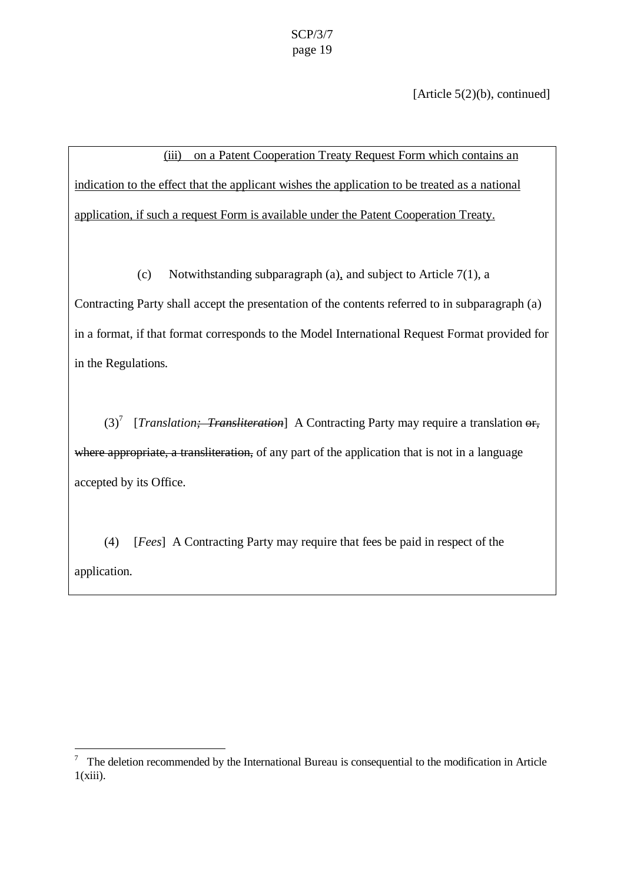[Article 5(2)(b), continued]

<u>(iii) on a Patent Cooperation Treaty Request Form which contains an indication to the effect that the applicant wishes the application to be treated as a national application, if such a request Form is available under the Patent Cooperation Treaty.</u>

(c) Notwithstanding subparagraph (a), and subject to Article 7(1), a Contracting Party shall accept the presentation of the contents referred to in subparagraph (a) in a format, if that format corresponds to the Model International Request Format provided for in the Regulations.

(3)[7] [*Translation*~~*; Transliteration*~~] A Contracting Party may require a translation ~~or, where appropriate, a transliteration,~~ of any part of the application that is not in a language accepted by its Office.

(4) [*Fees*] A Contracting Party may require that fees be paid in respect of the application.

---

[7] The deletion recommended by the International Bureau is consequential to the modification in Article 1(xiii).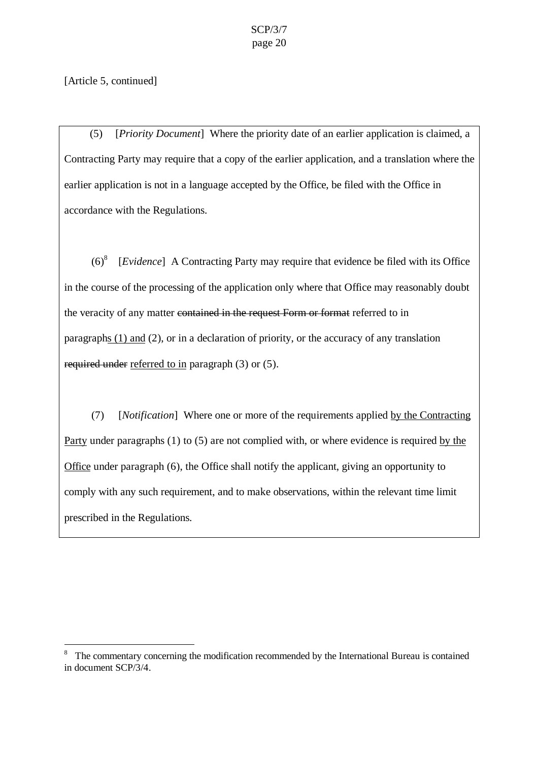[Article 5, continued]

(5) [*Priority Document*] Where the priority date of an earlier application is claimed, a Contracting Party may require that a copy of the earlier application, and a translation where the earlier application is not in a language accepted by the Office, be filed with the Office in accordance with the Regulations.

(6)[8] [*Evidence*] A Contracting Party may require that evidence be filed with its Office in the course of the processing of the application only where that Office may reasonably doubt the veracity of any matter ~~contained in the request Form or format~~ referred to in paragraph<u>s (1) and</u> (2), or in a declaration of priority, or the accuracy of any translation ~~required under~~ <u>referred to in</u> paragraph (3) or (5).

(7) [*Notification*] Where one or more of the requirements applied <u>by the Contracting Party</u> under paragraphs (1) to (5) are not complied with, or where evidence is required <u>by the Office</u> under paragraph (6), the Office shall notify the applicant, giving an opportunity to comply with any such requirement, and to make observations, within the relevant time limit prescribed in the Regulations.

---

[8] The commentary concerning the modification recommended by the International Bureau is contained in document SCP/3/4.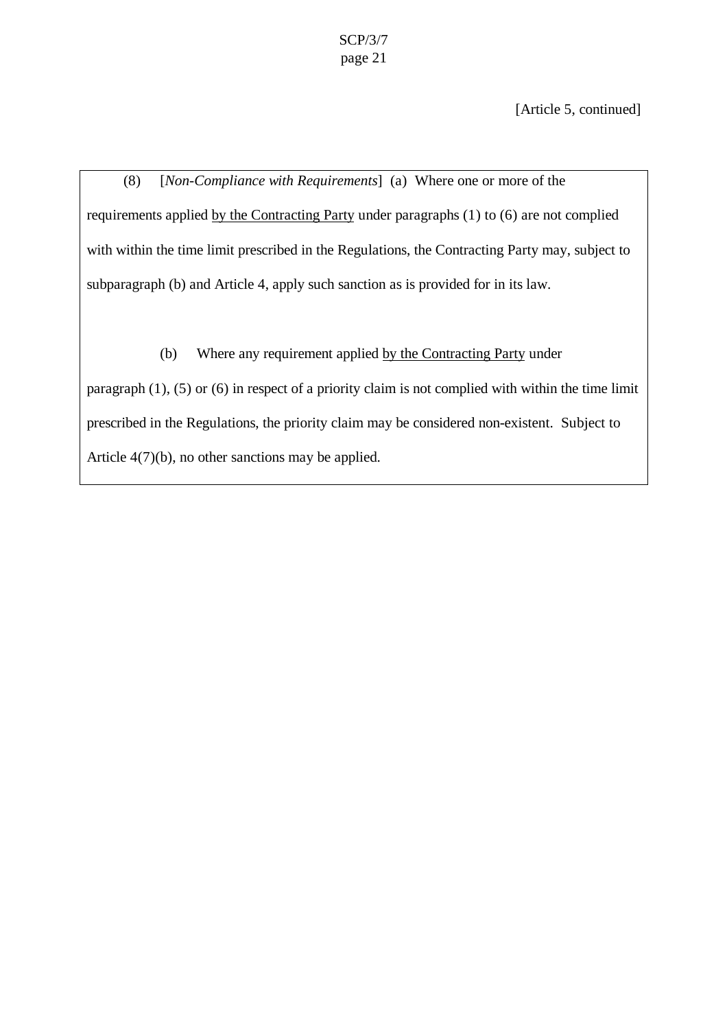[Article 5, continued]

(8) [*Non-Compliance with Requirements*] (a) Where one or more of the requirements applied <u>by the Contracting Party</u> under paragraphs (1) to (6) are not complied with within the time limit prescribed in the Regulations, the Contracting Party may, subject to subparagraph (b) and Article 4, apply such sanction as is provided for in its law.

(b) Where any requirement applied <u>by the Contracting Party</u> under paragraph (1), (5) or (6) in respect of a priority claim is not complied with within the time limit prescribed in the Regulations, the priority claim may be considered non-existent. Subject to Article 4(7)(b), no other sanctions may be applied.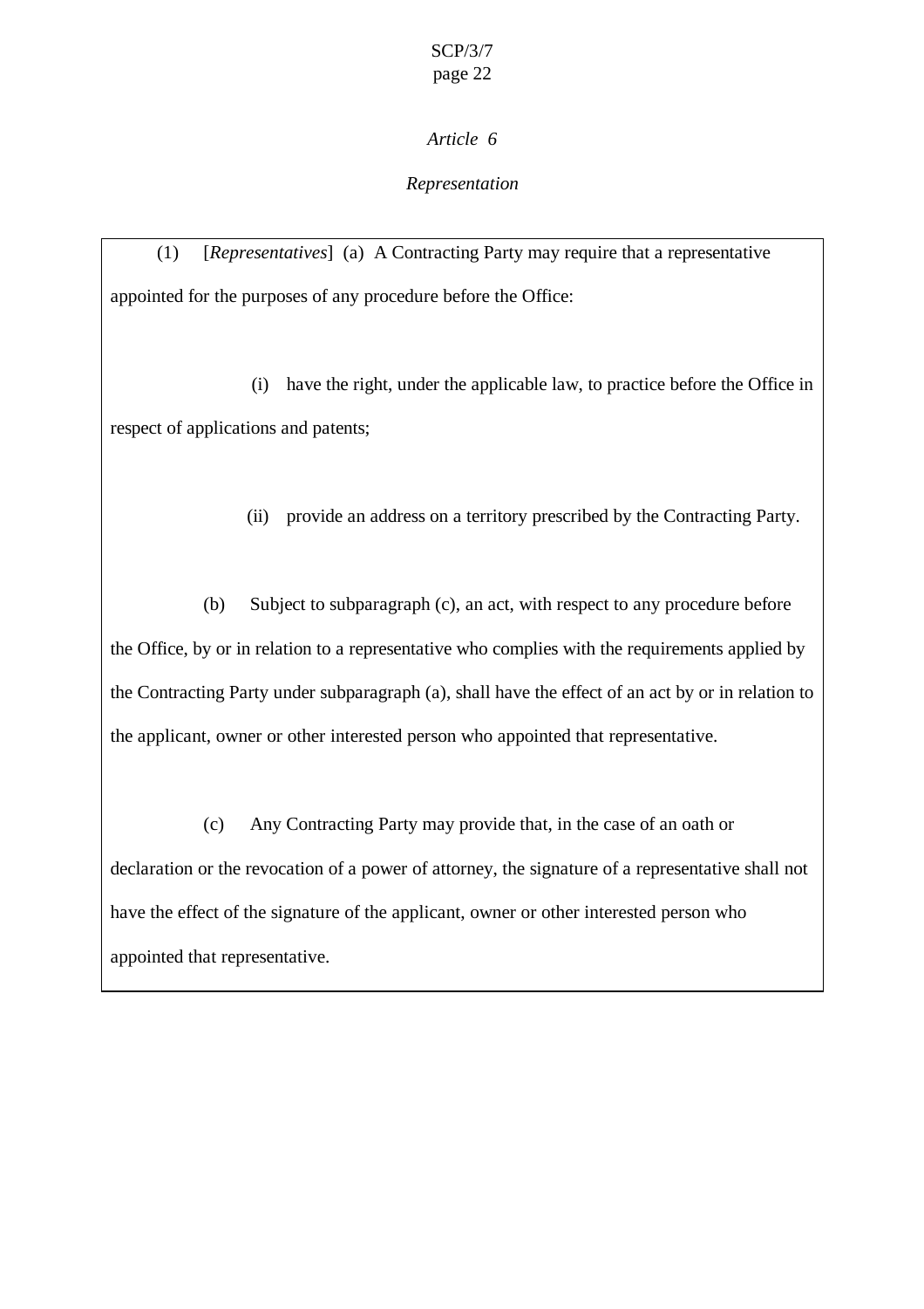*Article 6*

*Representation*

(1) [*Representatives*] (a) A Contracting Party may require that a representative appointed for the purposes of any procedure before the Office:

(i) have the right, under the applicable law, to practice before the Office in respect of applications and patents;

(ii) provide an address on a territory prescribed by the Contracting Party.

(b) Subject to subparagraph (c), an act, with respect to any procedure before the Office, by or in relation to a representative who complies with the requirements applied by the Contracting Party under subparagraph (a), shall have the effect of an act by or in relation to the applicant, owner or other interested person who appointed that representative.

(c) Any Contracting Party may provide that, in the case of an oath or declaration or the revocation of a power of attorney, the signature of a representative shall not have the effect of the signature of the applicant, owner or other interested person who appointed that representative.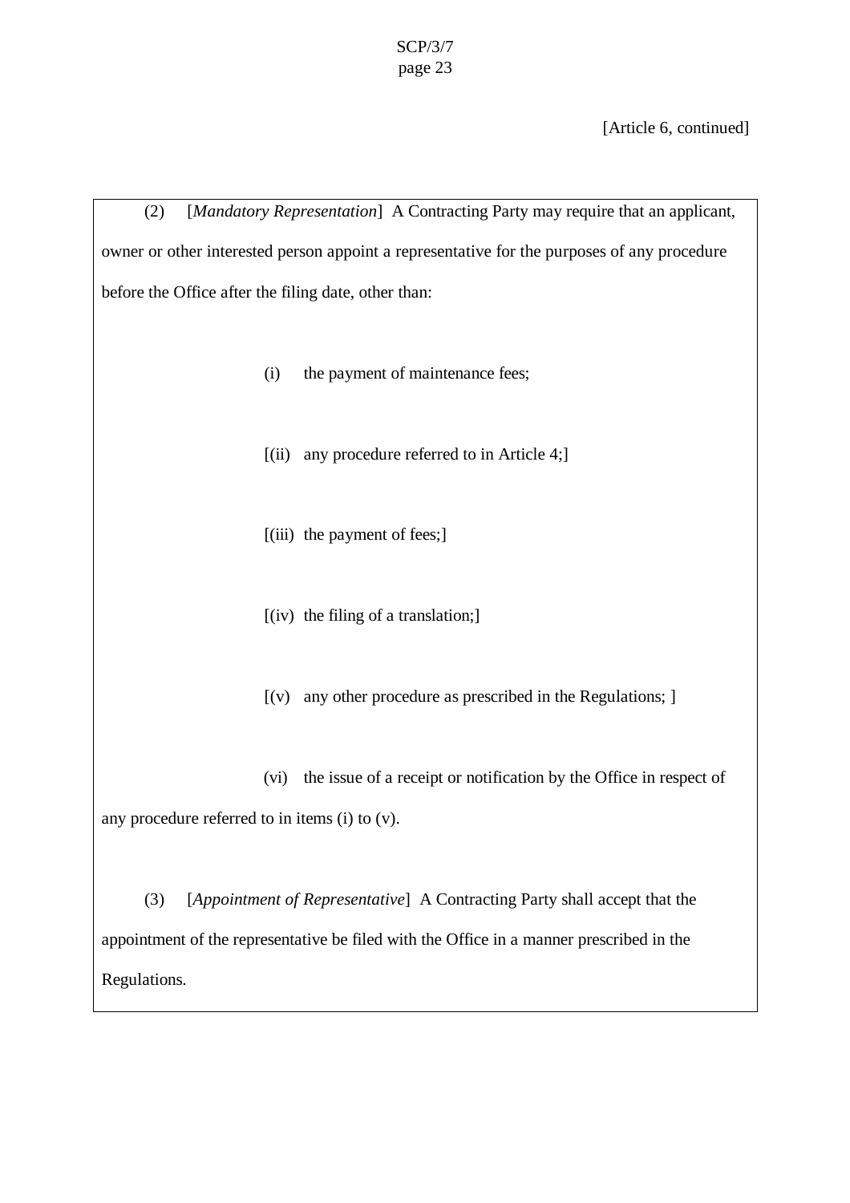[Article 6, continued]

(2) [*Mandatory Representation*] A Contracting Party may require that an applicant, owner or other interested person appoint a representative for the purposes of any procedure before the Office after the filing date, other than:

(i) the payment of maintenance fees;

[(ii) any procedure referred to in Article 4;]

[(iii) the payment of fees;]

[(iv) the filing of a translation;]

[(v) any other procedure as prescribed in the Regulations; ]

(vi) the issue of a receipt or notification by the Office in respect of any procedure referred to in items (i) to (v).

(3) [*Appointment of Representative*] A Contracting Party shall accept that the appointment of the representative be filed with the Office in a manner prescribed in the Regulations.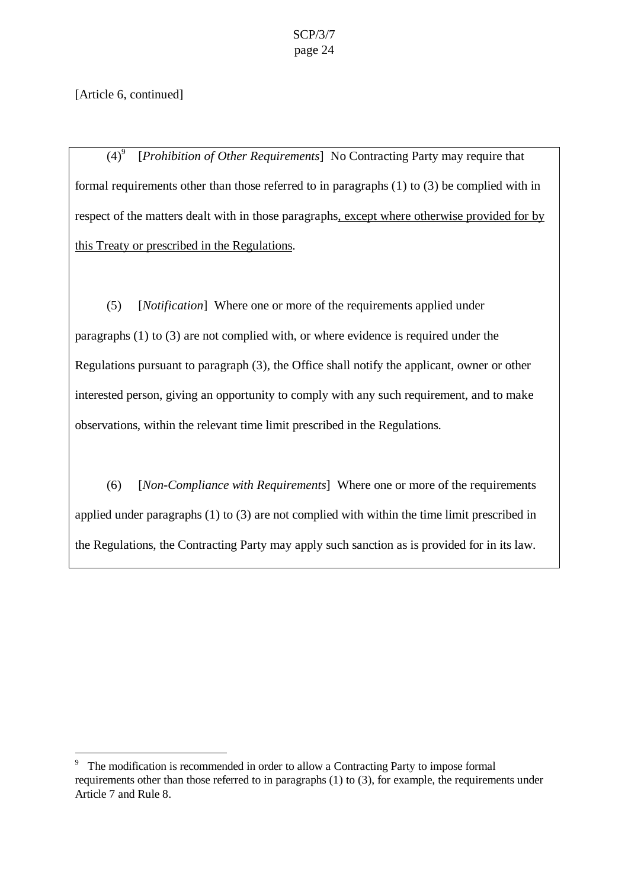[Article 6, continued]

(4)[9] [*Prohibition of Other Requirements*] No Contracting Party may require that formal requirements other than those referred to in paragraphs (1) to (3) be complied with in respect of the matters dealt with in those paragraphs<u>, except where otherwise provided for by this Treaty or prescribed in the Regulations</u>.

(5) [*Notification*] Where one or more of the requirements applied under paragraphs (1) to (3) are not complied with, or where evidence is required under the Regulations pursuant to paragraph (3), the Office shall notify the applicant, owner or other interested person, giving an opportunity to comply with any such requirement, and to make observations, within the relevant time limit prescribed in the Regulations.

(6) [*Non-Compliance with Requirements*] Where one or more of the requirements applied under paragraphs (1) to (3) are not complied with within the time limit prescribed in the Regulations, the Contracting Party may apply such sanction as is provided for in its law.

---

[9] The modification is recommended in order to allow a Contracting Party to impose formal requirements other than those referred to in paragraphs (1) to (3), for example, the requirements under Article 7 and Rule 8.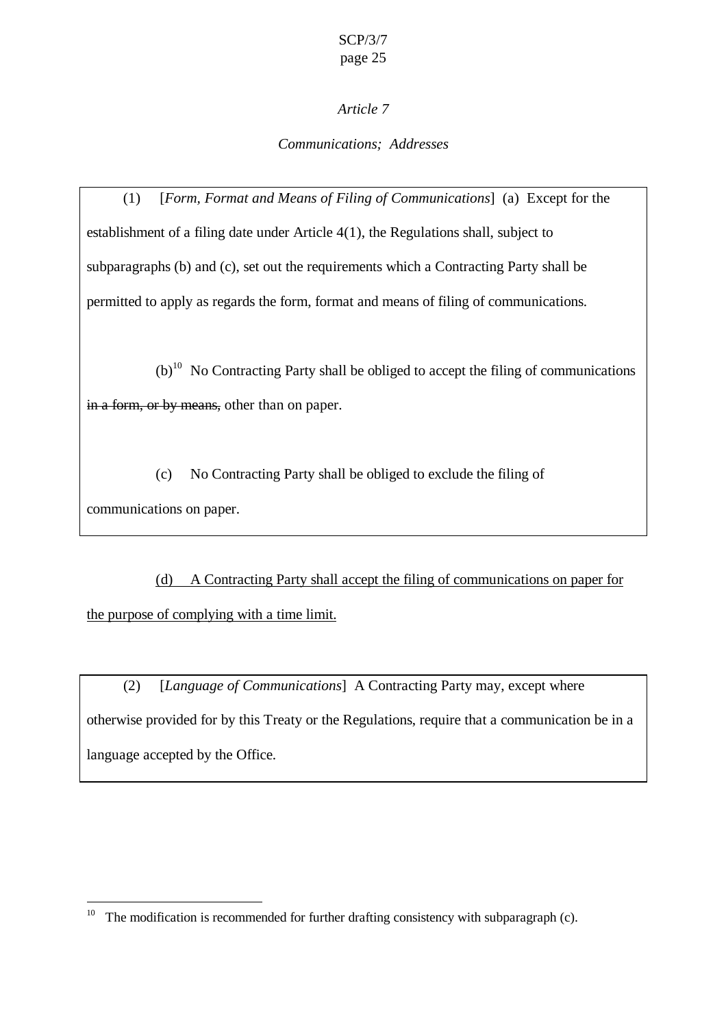*Article 7*

*Communications; Addresses*

(1) [*Form, Format and Means of Filing of Communications*] (a) Except for the establishment of a filing date under Article 4(1), the Regulations shall, subject to subparagraphs (b) and (c), set out the requirements which a Contracting Party shall be permitted to apply as regards the form, format and means of filing of communications.

(b)[10] No Contracting Party shall be obliged to accept the filing of communications ~~in a form, or by means,~~ other than on paper.

(c) No Contracting Party shall be obliged to exclude the filing of communications on paper.

<u>(d) A Contracting Party shall accept the filing of communications on paper for the purpose of complying with a time limit.</u>

(2) [*Language of Communications*] A Contracting Party may, except where otherwise provided for by this Treaty or the Regulations, require that a communication be in a language accepted by the Office.

---

[10] The modification is recommended for further drafting consistency with subparagraph (c).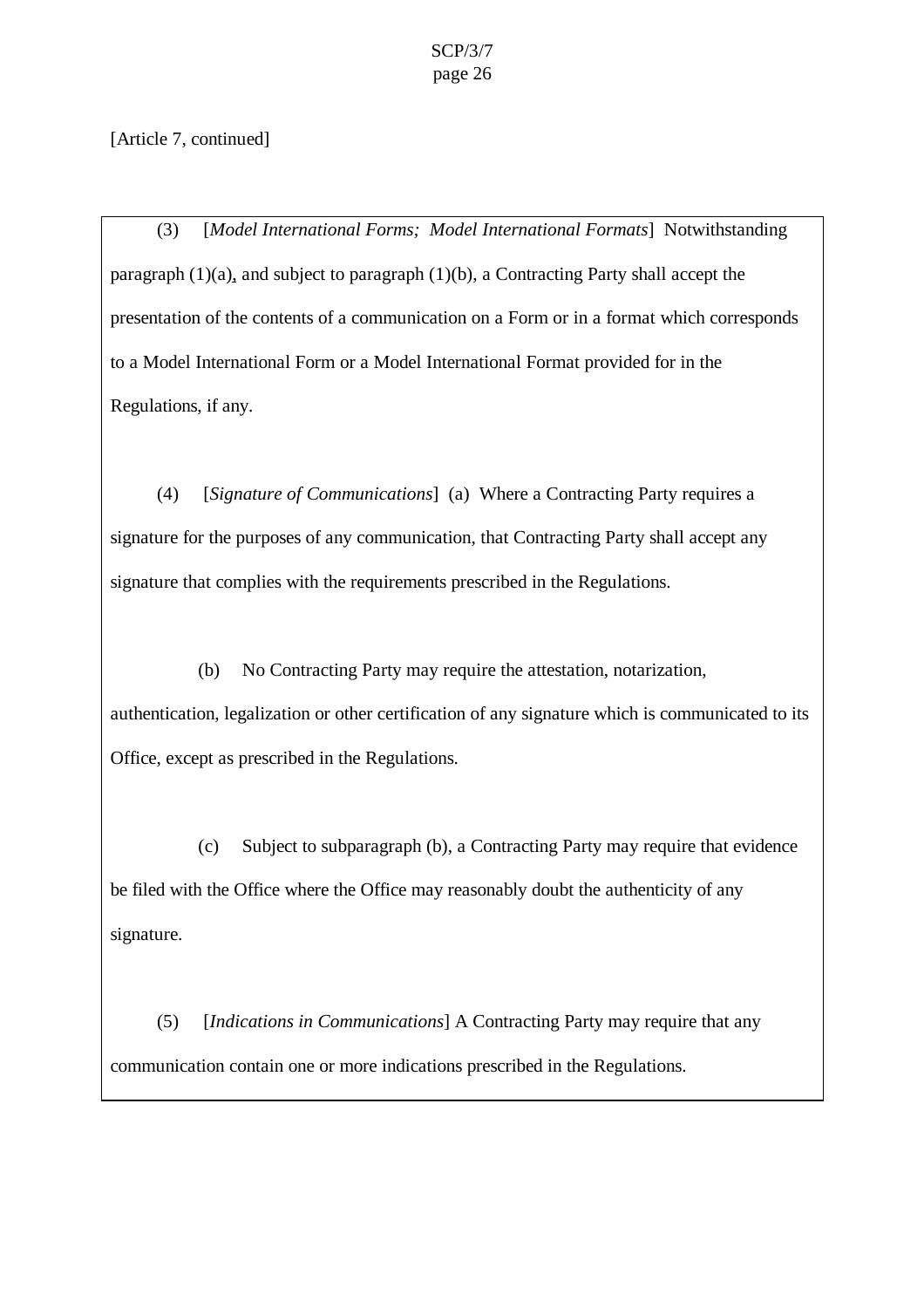[Article 7, continued]

(3) [*Model International Forms; Model International Formats*] Notwithstanding paragraph (1)(a), and subject to paragraph (1)(b), a Contracting Party shall accept the presentation of the contents of a communication on a Form or in a format which corresponds to a Model International Form or a Model International Format provided for in the Regulations, if any.

(4) [*Signature of Communications*] (a) Where a Contracting Party requires a signature for the purposes of any communication, that Contracting Party shall accept any signature that complies with the requirements prescribed in the Regulations.

(b) No Contracting Party may require the attestation, notarization, authentication, legalization or other certification of any signature which is communicated to its Office, except as prescribed in the Regulations.

(c) Subject to subparagraph (b), a Contracting Party may require that evidence be filed with the Office where the Office may reasonably doubt the authenticity of any signature.

(5) [*Indications in Communications*] A Contracting Party may require that any communication contain one or more indications prescribed in the Regulations.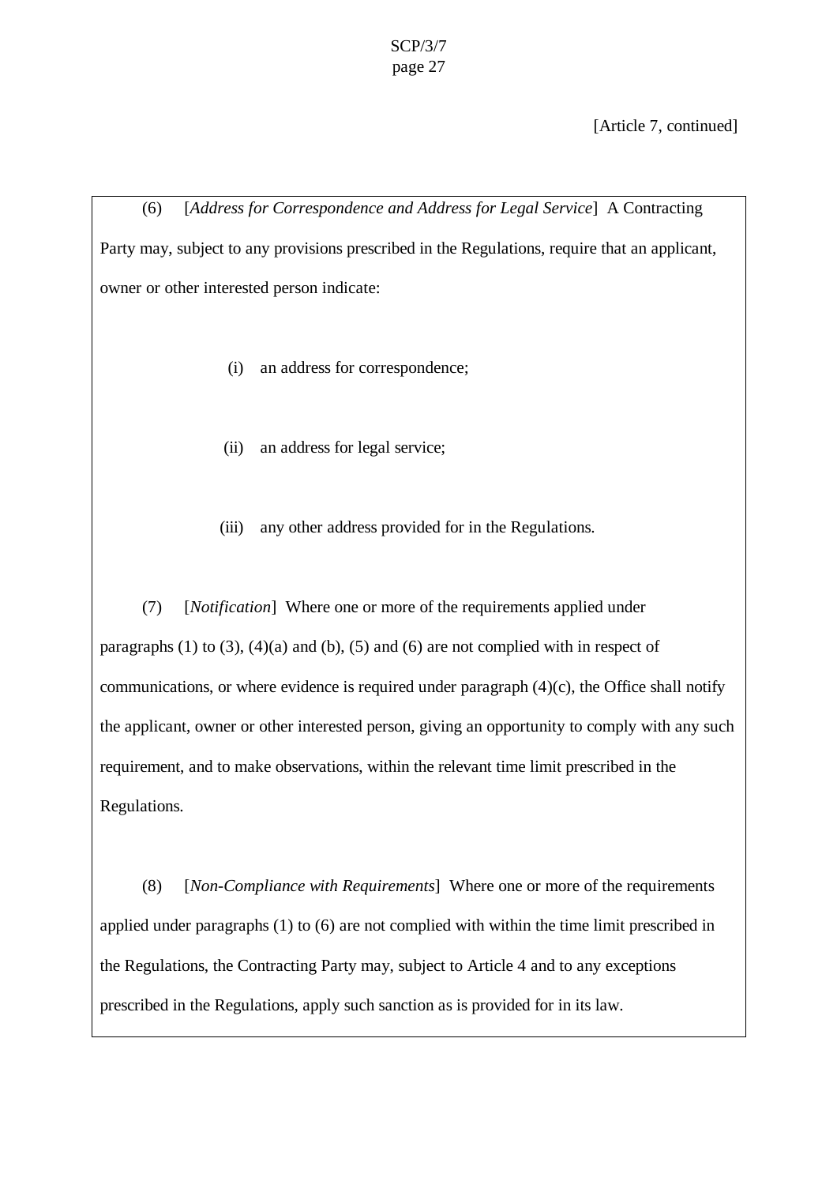[Article 7, continued]

(6) [*Address for Correspondence and Address for Legal Service*] A Contracting Party may, subject to any provisions prescribed in the Regulations, require that an applicant, owner or other interested person indicate:

(i) an address for correspondence;

(ii) an address for legal service;

(iii) any other address provided for in the Regulations.

(7) [*Notification*] Where one or more of the requirements applied under paragraphs (1) to (3), (4)(a) and (b), (5) and (6) are not complied with in respect of communications, or where evidence is required under paragraph (4)(c), the Office shall notify the applicant, owner or other interested person, giving an opportunity to comply with any such requirement, and to make observations, within the relevant time limit prescribed in the Regulations.

(8) [*Non-Compliance with Requirements*] Where one or more of the requirements applied under paragraphs (1) to (6) are not complied with within the time limit prescribed in the Regulations, the Contracting Party may, subject to Article 4 and to any exceptions prescribed in the Regulations, apply such sanction as is provided for in its law.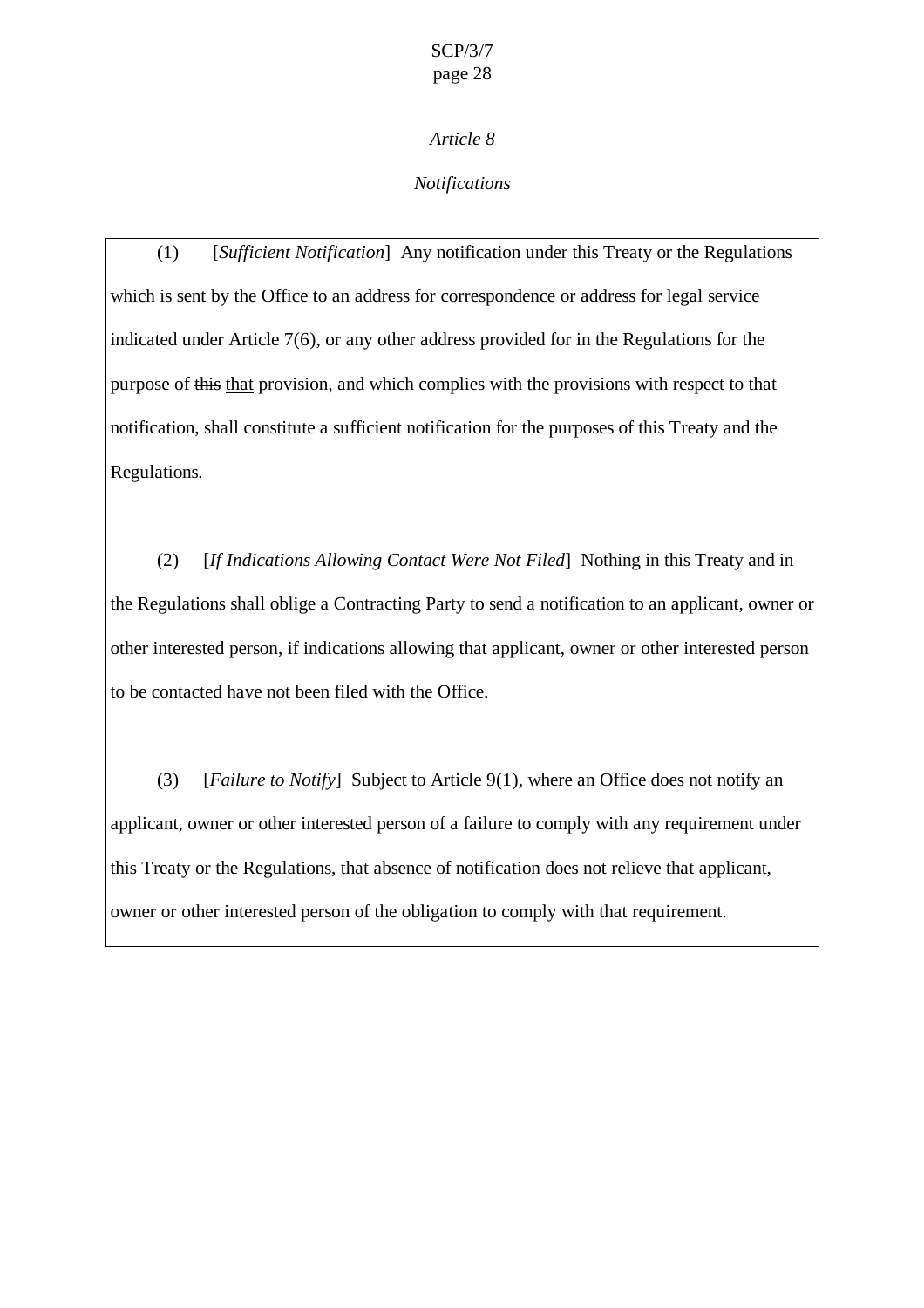*Article 8*

*Notifications*

(1) [*Sufficient Notification*] Any notification under this Treaty or the Regulations which is sent by the Office to an address for correspondence or address for legal service indicated under Article 7(6), or any other address provided for in the Regulations for the purpose of ~~this~~ that provision, and which complies with the provisions with respect to that notification, shall constitute a sufficient notification for the purposes of this Treaty and the Regulations.

(2) [*If Indications Allowing Contact Were Not Filed*] Nothing in this Treaty and in the Regulations shall oblige a Contracting Party to send a notification to an applicant, owner or other interested person, if indications allowing that applicant, owner or other interested person to be contacted have not been filed with the Office.

(3) [*Failure to Notify*] Subject to Article 9(1), where an Office does not notify an applicant, owner or other interested person of a failure to comply with any requirement under this Treaty or the Regulations, that absence of notification does not relieve that applicant, owner or other interested person of the obligation to comply with that requirement.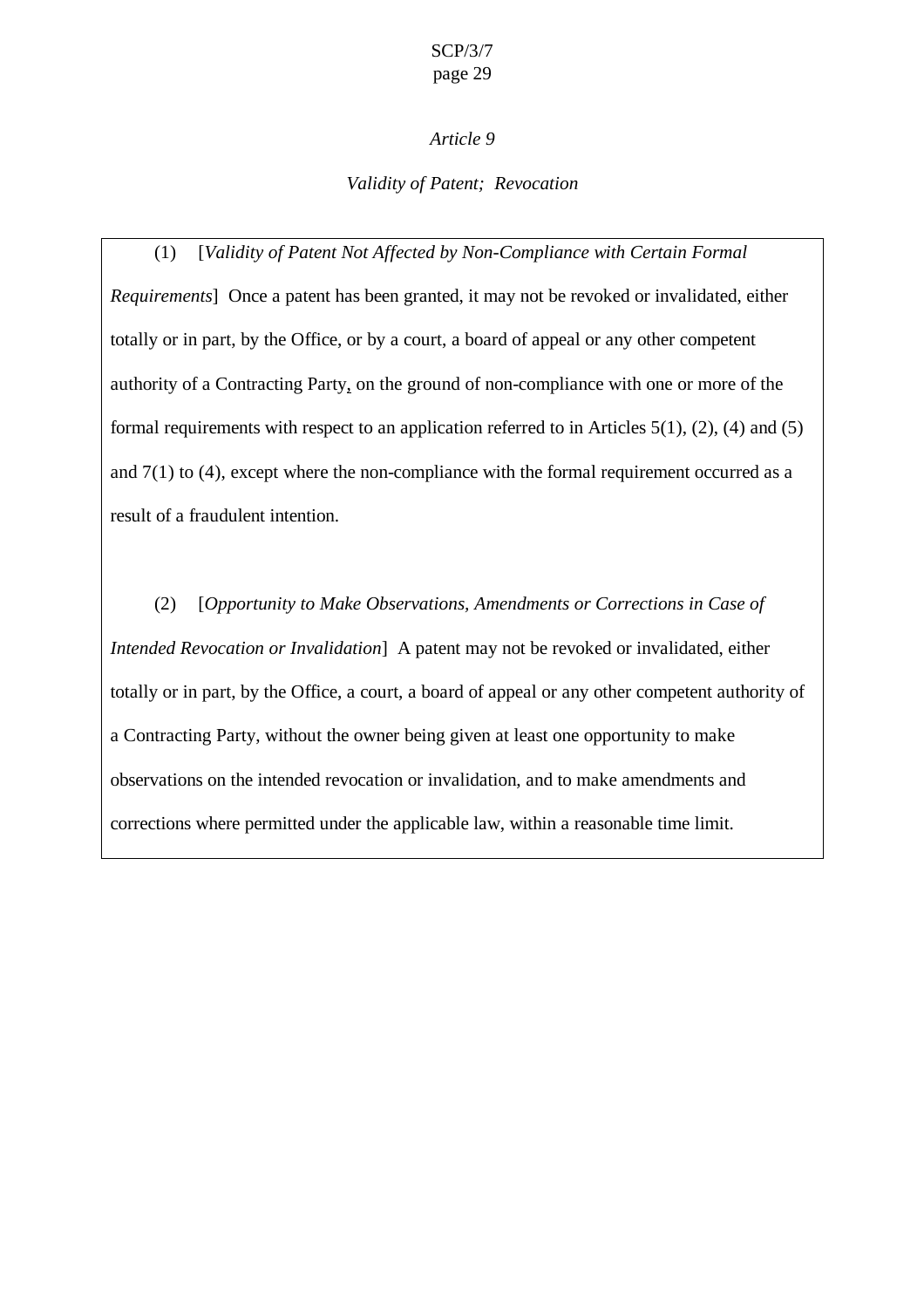*Article 9*

*Validity of Patent; Revocation*

(1) [*Validity of Patent Not Affected by Non-Compliance with Certain Formal Requirements*] Once a patent has been granted, it may not be revoked or invalidated, either totally or in part, by the Office, or by a court, a board of appeal or any other competent authority of a Contracting Party, on the ground of non-compliance with one or more of the formal requirements with respect to an application referred to in Articles 5(1), (2), (4) and (5) and 7(1) to (4), except where the non-compliance with the formal requirement occurred as a result of a fraudulent intention.

(2) [*Opportunity to Make Observations, Amendments or Corrections in Case of Intended Revocation or Invalidation*] A patent may not be revoked or invalidated, either totally or in part, by the Office, a court, a board of appeal or any other competent authority of a Contracting Party, without the owner being given at least one opportunity to make observations on the intended revocation or invalidation, and to make amendments and corrections where permitted under the applicable law, within a reasonable time limit.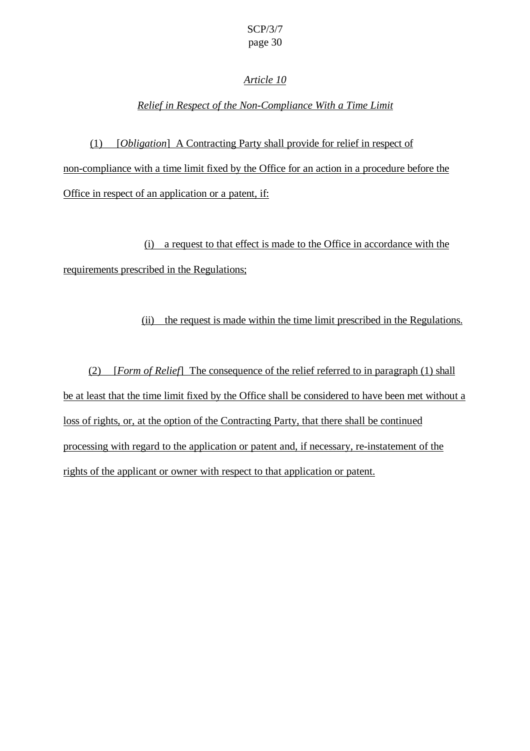*Article 10*

*Relief in Respect of the Non-Compliance With a Time Limit*

(1) [*Obligation*] A Contracting Party shall provide for relief in respect of non-compliance with a time limit fixed by the Office for an action in a procedure before the Office in respect of an application or a patent, if:

(i) a request to that effect is made to the Office in accordance with the requirements prescribed in the Regulations;

(ii) the request is made within the time limit prescribed in the Regulations.

(2) [*Form of Relief*] The consequence of the relief referred to in paragraph (1) shall be at least that the time limit fixed by the Office shall be considered to have been met without a loss of rights, or, at the option of the Contracting Party, that there shall be continued processing with regard to the application or patent and, if necessary, re-instatement of the rights of the applicant or owner with respect to that application or patent.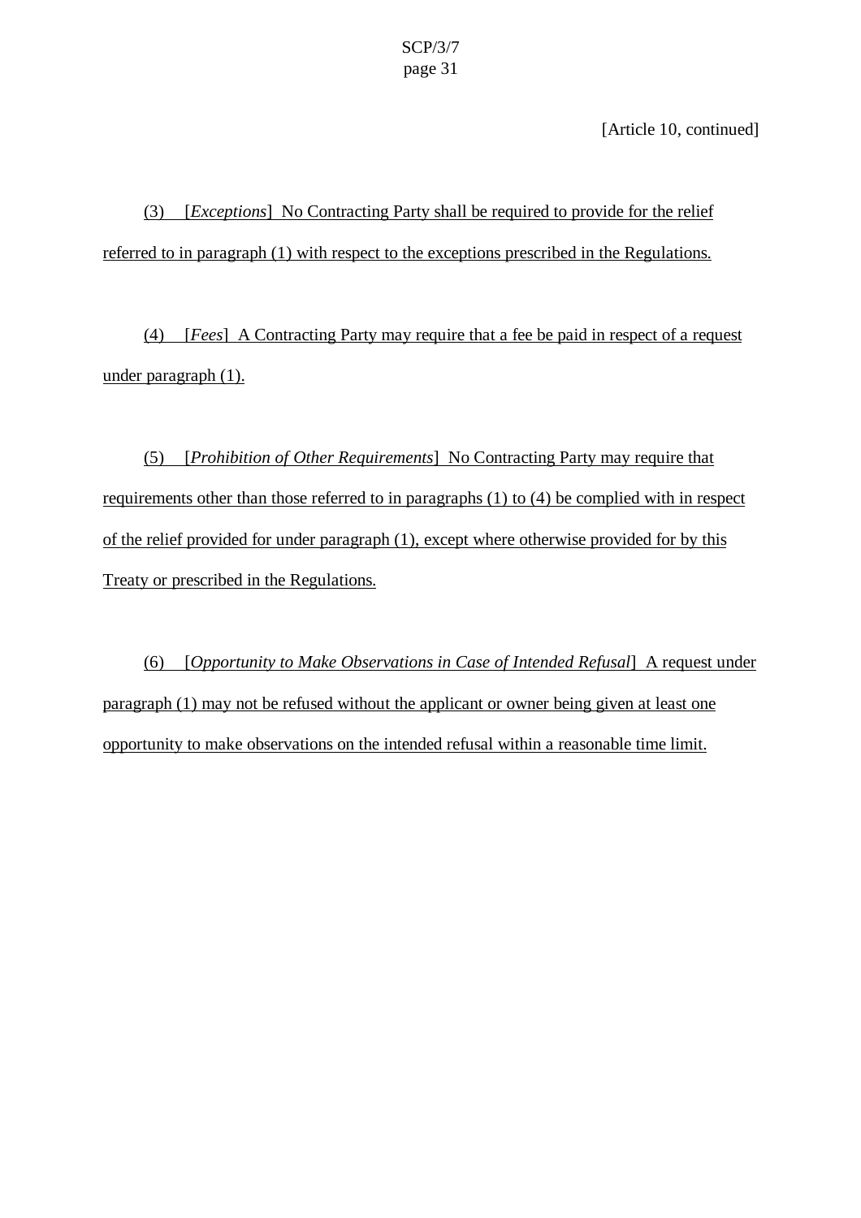[Article 10, continued]

(3) [*Exceptions*] No Contracting Party shall be required to provide for the relief referred to in paragraph (1) with respect to the exceptions prescribed in the Regulations.

(4) [*Fees*] A Contracting Party may require that a fee be paid in respect of a request under paragraph (1).

(5) [*Prohibition of Other Requirements*] No Contracting Party may require that requirements other than those referred to in paragraphs (1) to (4) be complied with in respect of the relief provided for under paragraph (1), except where otherwise provided for by this Treaty or prescribed in the Regulations.

(6) [*Opportunity to Make Observations in Case of Intended Refusal*] A request under paragraph (1) may not be refused without the applicant or owner being given at least one opportunity to make observations on the intended refusal within a reasonable time limit.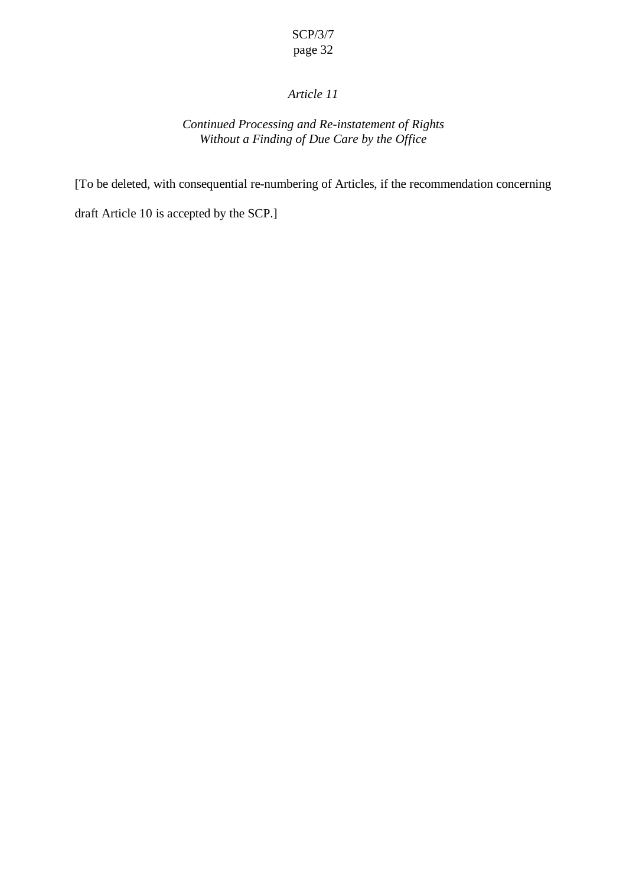*Article 11*

*Continued Processing and Re-instatement of Rights Without a Finding of Due Care by the Office*

[To be deleted, with consequential re-numbering of Articles, if the recommendation concerning draft Article 10 is accepted by the SCP.]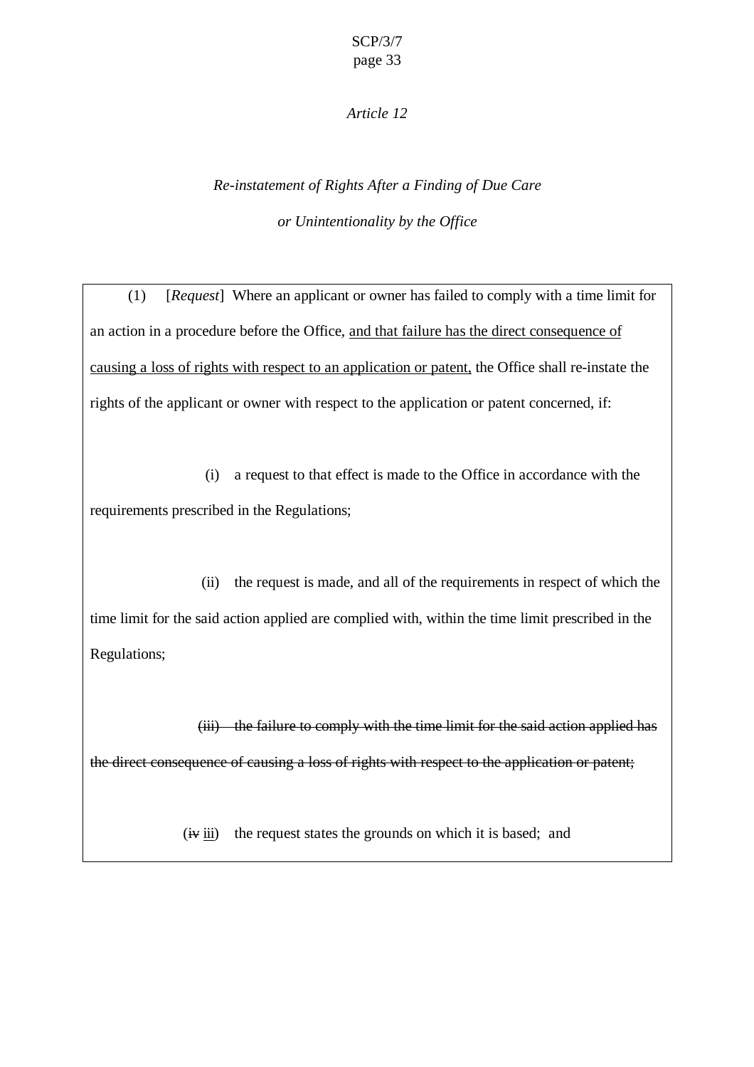*Article 12*

*Re-instatement of Rights After a Finding of Due Care*

*or Unintentionality by the Office*

(1) [*Request*] Where an applicant or owner has failed to comply with a time limit for an action in a procedure before the Office, <u>and that failure has the direct consequence of causing a loss of rights with respect to an application or patent,</u> the Office shall re-instate the rights of the applicant or owner with respect to the application or patent concerned, if:

(i) a request to that effect is made to the Office in accordance with the requirements prescribed in the Regulations;

(ii) the request is made, and all of the requirements in respect of which the time limit for the said action applied are complied with, within the time limit prescribed in the Regulations;

~~(iii) the failure to comply with the time limit for the said action applied has the direct consequence of causing a loss of rights with respect to the application or patent;~~

(~~iv~~ <u>iii</u>) the request states the grounds on which it is based; and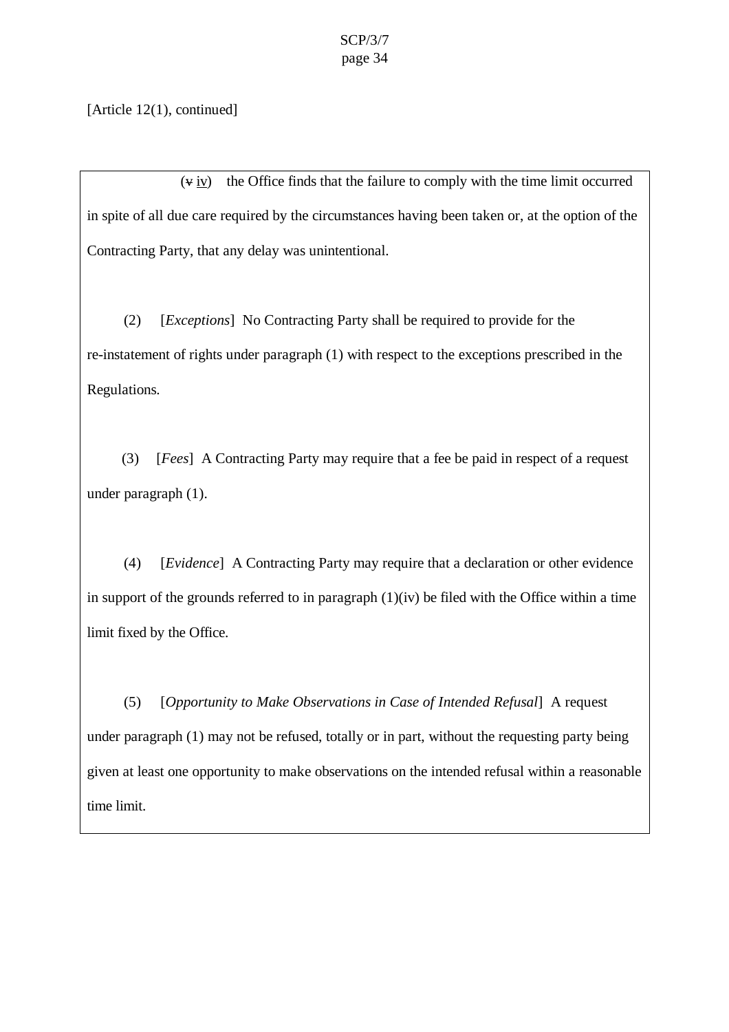[Article 12(1), continued]

(~~v~~ iv) the Office finds that the failure to comply with the time limit occurred in spite of all due care required by the circumstances having been taken or, at the option of the Contracting Party, that any delay was unintentional.

(2) [*Exceptions*] No Contracting Party shall be required to provide for the re-instatement of rights under paragraph (1) with respect to the exceptions prescribed in the Regulations.

(3) [*Fees*] A Contracting Party may require that a fee be paid in respect of a request under paragraph (1).

(4) [*Evidence*] A Contracting Party may require that a declaration or other evidence in support of the grounds referred to in paragraph (1)(iv) be filed with the Office within a time limit fixed by the Office.

(5) [*Opportunity to Make Observations in Case of Intended Refusal*] A request under paragraph (1) may not be refused, totally or in part, without the requesting party being given at least one opportunity to make observations on the intended refusal within a reasonable time limit.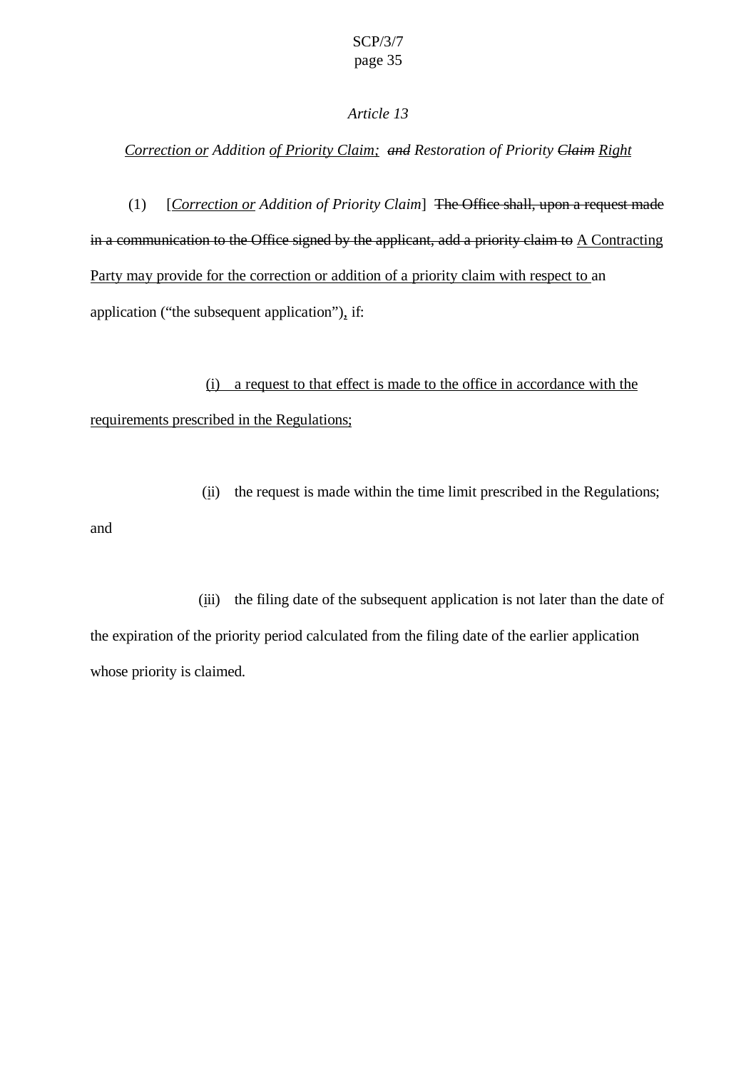*Article 13*

*Correction or Addition of Priority Claim; ~~and~~ Restoration of Priority ~~Claim~~ Right*

(1) [*Correction or Addition of Priority Claim*] ~~The Office shall, upon a request made in a communication to the Office signed by the applicant, add a priority claim to~~ A Contracting Party may provide for the correction or addition of a priority claim with respect to an application (“the subsequent application”), if:

(i) a request to that effect is made to the office in accordance with the requirements prescribed in the Regulations;

(ii) the request is made within the time limit prescribed in the Regulations; and

(iii) the filing date of the subsequent application is not later than the date of the expiration of the priority period calculated from the filing date of the earlier application whose priority is claimed.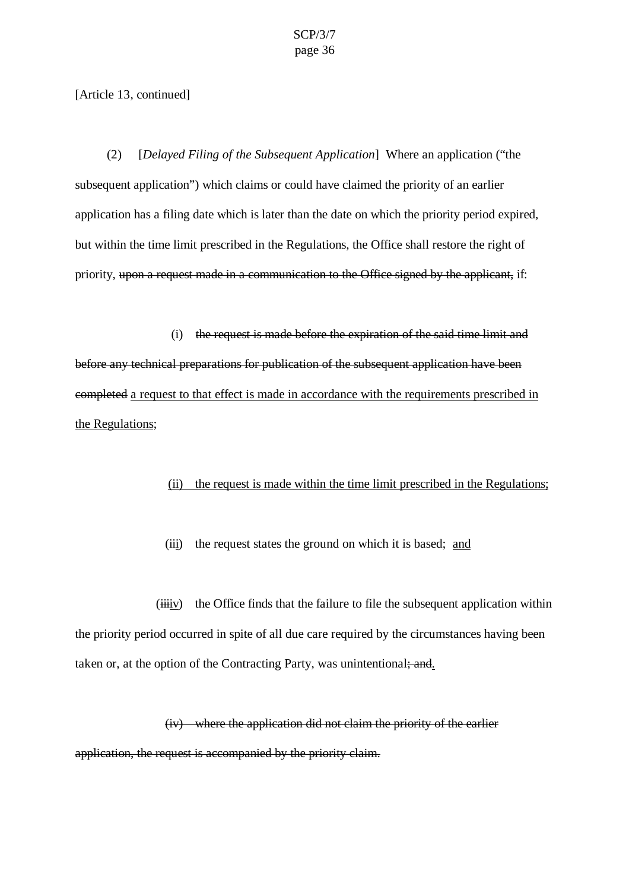[Article 13, continued]

(2) [*Delayed Filing of the Subsequent Application*] Where an application ("the subsequent application") which claims or could have claimed the priority of an earlier application has a filing date which is later than the date on which the priority period expired, but within the time limit prescribed in the Regulations, the Office shall restore the right of priority, ~~upon a request made in a communication to the Office signed by the applicant,~~ if:

(i) ~~the request is made before the expiration of the said time limit and before any technical preparations for publication of the subsequent application have been completed~~ <u>a request to that effect is made in accordance with the requirements prescribed in the Regulations</u>;

<u>(ii) the request is made within the time limit prescribed in the Regulations;</u>

(i<u>ii</u>) the request states the ground on which it is based; <u>and</u>

(~~iii~~<u>iv</u>) the Office finds that the failure to file the subsequent application within the priority period occurred in spite of all due care required by the circumstances having been taken or, at the option of the Contracting Party, was unintentional~~; and~~<u>.</u>

~~(iv) where the application did not claim the priority of the earlier application, the request is accompanied by the priority claim.~~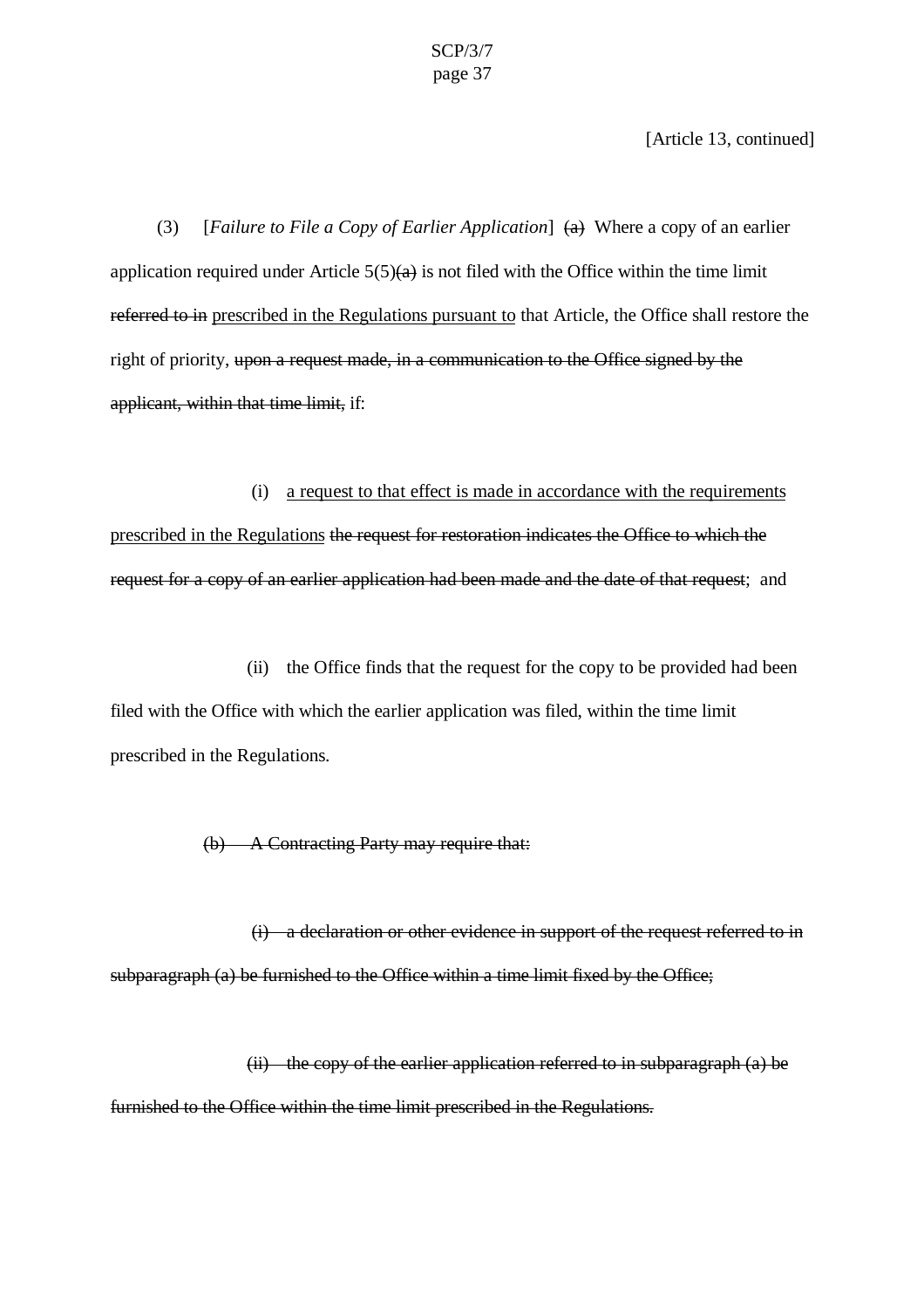[Article 13, continued]

(3) [*Failure to File a Copy of Earlier Application*] ~~(a)~~ Where a copy of an earlier application required under Article 5(5)~~(a)~~ is not filed with the Office within the time limit ~~referred to in~~ <u>prescribed in the Regulations pursuant to</u> that Article, the Office shall restore the right of priority, ~~upon a request made, in a communication to the Office signed by the applicant, within that time limit,~~ if:

(i) <u>a request to that effect is made in accordance with the requirements prescribed in the Regulations</u> ~~the request for restoration indicates the Office to which the request for a copy of an earlier application had been made and the date of that request~~; and

(ii) the Office finds that the request for the copy to be provided had been filed with the Office with which the earlier application was filed, within the time limit prescribed in the Regulations.

~~(b) A Contracting Party may require that:~~

~~(i) a declaration or other evidence in support of the request referred to in subparagraph (a) be furnished to the Office within a time limit fixed by the Office;~~

~~(ii) the copy of the earlier application referred to in subparagraph (a) be furnished to the Office within the time limit prescribed in the Regulations.~~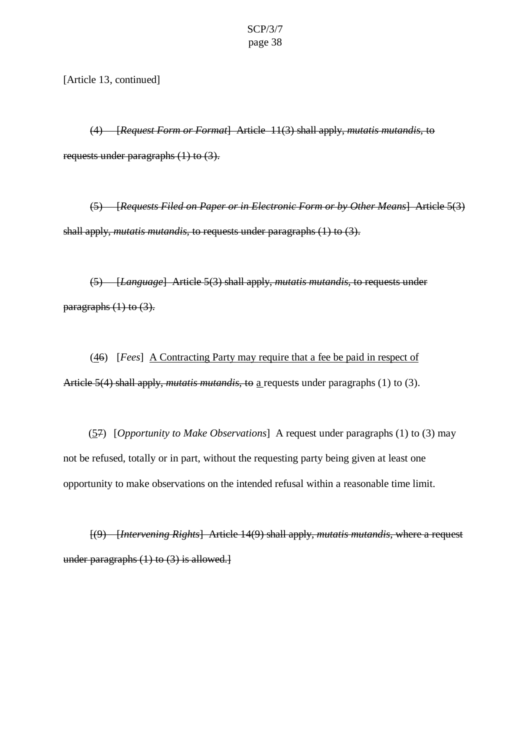[Article 13, continued]

~~(4) [*Request Form or Format*] Article 11(3) shall apply, *mutatis mutandis*, to requests under paragraphs (1) to (3).~~

~~(5) [*Requests Filed on Paper or in Electronic Form or by Other Means*] Article 5(3) shall apply, *mutatis mutandis*, to requests under paragraphs (1) to (3).~~

~~(5) [*Language*] Article 5(3) shall apply, *mutatis mutandis*, to requests under paragraphs (1) to (3).~~

(<u>4</u>~~6~~) [*Fees*] <u>A Contracting Party may require that a fee be paid in respect of</u> ~~Article 5(4) shall apply, *mutatis mutandis*, to~~ <u>a</u> request~~s~~ under paragraphs (1) to (3).

(<u>5</u>~~7~~) [*Opportunity to Make Observations*] A request under paragraphs (1) to (3) may not be refused, totally or in part, without the requesting party being given at least one opportunity to make observations on the intended refusal within a reasonable time limit.

~~[(9) [*Intervening Rights*] Article 14(9) shall apply, *mutatis mutandis*, where a request under paragraphs (1) to (3) is allowed.]~~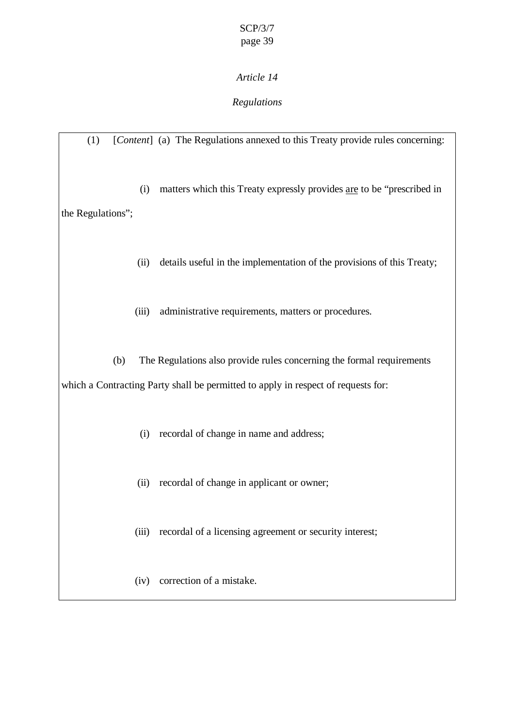*Article 14*

*Regulations*

(1) [*Content*] (a) The Regulations annexed to this Treaty provide rules concerning:

(i) matters which this Treaty expressly provides <u>are</u> to be "prescribed in the Regulations";

(ii) details useful in the implementation of the provisions of this Treaty;

(iii) administrative requirements, matters or procedures.

(b) The Regulations also provide rules concerning the formal requirements which a Contracting Party shall be permitted to apply in respect of requests for:

(i) recordal of change in name and address;

(ii) recordal of change in applicant or owner;

(iii) recordal of a licensing agreement or security interest;

(iv) correction of a mistake.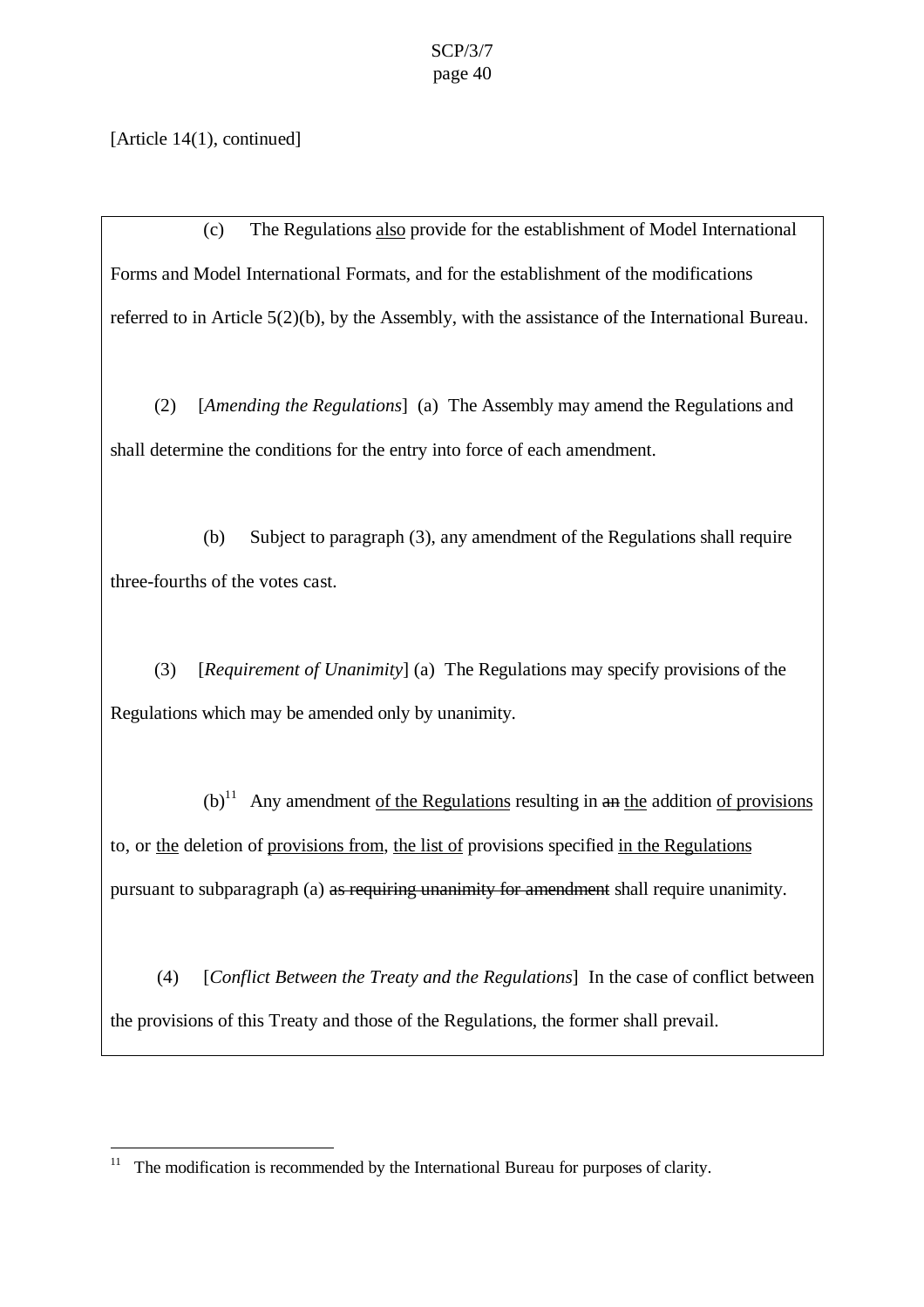[Article 14(1), continued]

(c) The Regulations <u>also</u> provide for the establishment of Model International Forms and Model International Formats, and for the establishment of the modifications referred to in Article 5(2)(b), by the Assembly, with the assistance of the International Bureau.

(2) [*Amending the Regulations*] (a) The Assembly may amend the Regulations and shall determine the conditions for the entry into force of each amendment.

(b) Subject to paragraph (3), any amendment of the Regulations shall require three-fourths of the votes cast.

(3) [*Requirement of Unanimity*] (a) The Regulations may specify provisions of the Regulations which may be amended only by unanimity.

(b)[11] Any amendment <u>of the Regulations</u> resulting in ~~an~~ <u>the</u> addition <u>of provisions</u> to, or <u>the</u> deletion of <u>provisions from</u>, <u>the list of</u> provisions specified <u>in the Regulations</u> pursuant to subparagraph (a) ~~as requiring unanimity for amendment~~ shall require unanimity.

(4) [*Conflict Between the Treaty and the Regulations*] In the case of conflict between the provisions of this Treaty and those of the Regulations, the former shall prevail.

---

[11] The modification is recommended by the International Bureau for purposes of clarity.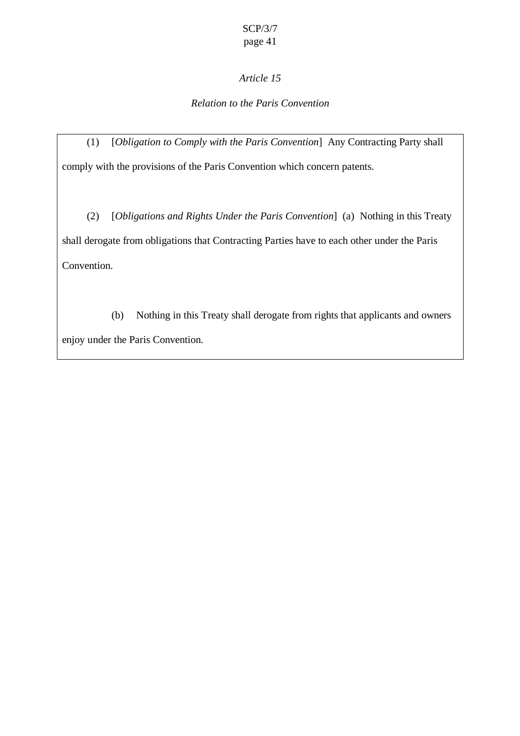*Article 15*

*Relation to the Paris Convention*

(1) [*Obligation to Comply with the Paris Convention*] Any Contracting Party shall comply with the provisions of the Paris Convention which concern patents.

(2) [*Obligations and Rights Under the Paris Convention*] (a) Nothing in this Treaty shall derogate from obligations that Contracting Parties have to each other under the Paris Convention.

(b) Nothing in this Treaty shall derogate from rights that applicants and owners enjoy under the Paris Convention.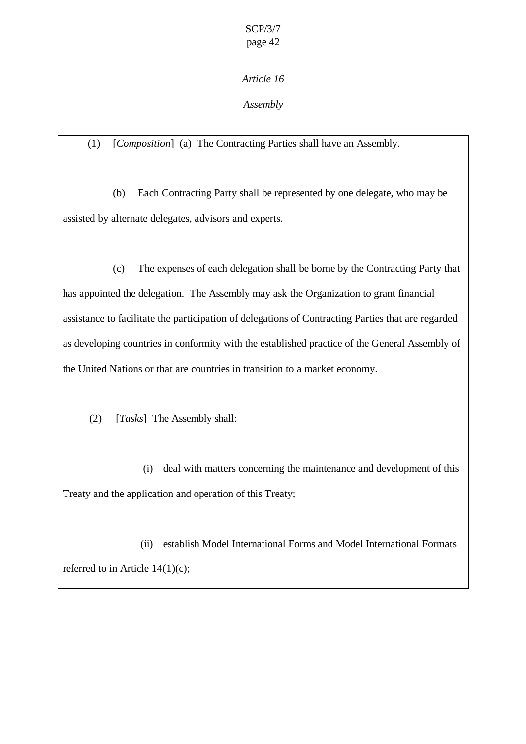*Article 16*

*Assembly*

(1) [*Composition*] (a) The Contracting Parties shall have an Assembly.

(b) Each Contracting Party shall be represented by one delegate, who may be assisted by alternate delegates, advisors and experts.

(c) The expenses of each delegation shall be borne by the Contracting Party that has appointed the delegation. The Assembly may ask the Organization to grant financial assistance to facilitate the participation of delegations of Contracting Parties that are regarded as developing countries in conformity with the established practice of the General Assembly of the United Nations or that are countries in transition to a market economy.

(2) [*Tasks*] The Assembly shall:

(i) deal with matters concerning the maintenance and development of this Treaty and the application and operation of this Treaty;

(ii) establish Model International Forms and Model International Formats referred to in Article 14(1)(c);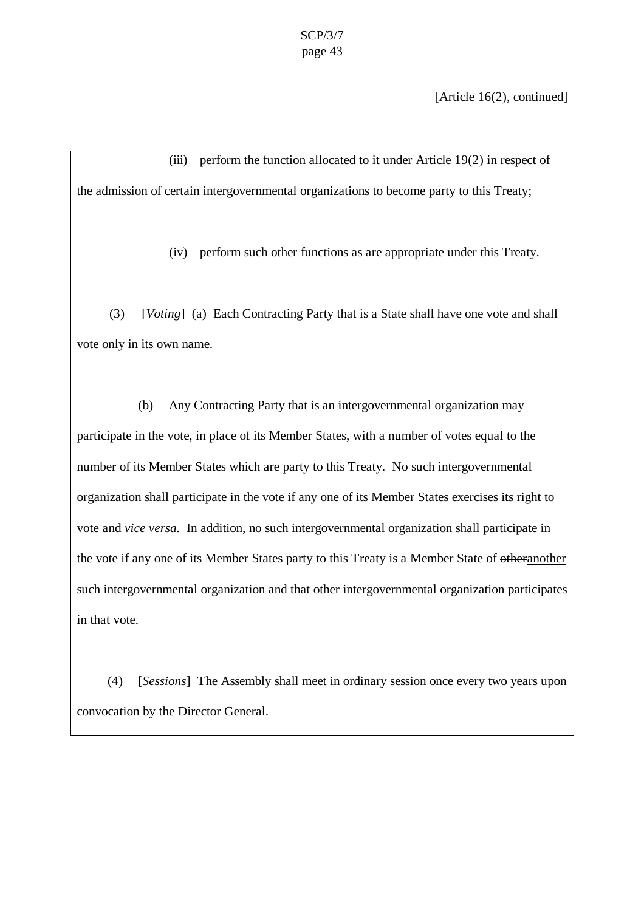[Article 16(2), continued]

(iii) perform the function allocated to it under Article 19(2) in respect of the admission of certain intergovernmental organizations to become party to this Treaty;

(iv) perform such other functions as are appropriate under this Treaty.

(3) [*Voting*] (a) Each Contracting Party that is a State shall have one vote and shall vote only in its own name.

(b) Any Contracting Party that is an intergovernmental organization may participate in the vote, in place of its Member States, with a number of votes equal to the number of its Member States which are party to this Treaty. No such intergovernmental organization shall participate in the vote if any one of its Member States exercises its right to vote and *vice versa*. In addition, no such intergovernmental organization shall participate in the vote if any one of its Member States party to this Treaty is a Member State of ~~other~~another such intergovernmental organization and that other intergovernmental organization participates in that vote.

(4) [*Sessions*] The Assembly shall meet in ordinary session once every two years upon convocation by the Director General.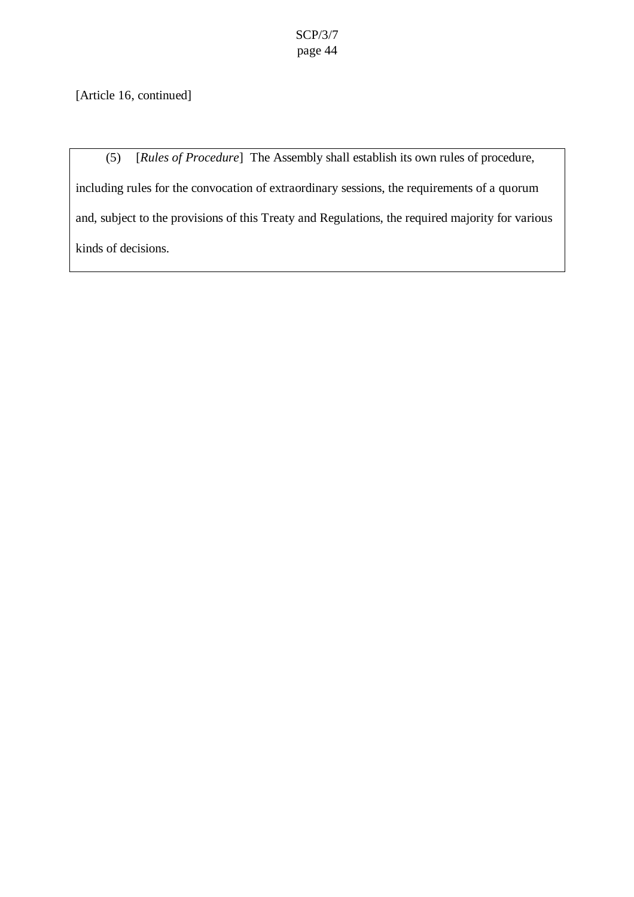[Article 16, continued]

(5) [*Rules of Procedure*] The Assembly shall establish its own rules of procedure, including rules for the convocation of extraordinary sessions, the requirements of a quorum and, subject to the provisions of this Treaty and Regulations, the required majority for various kinds of decisions.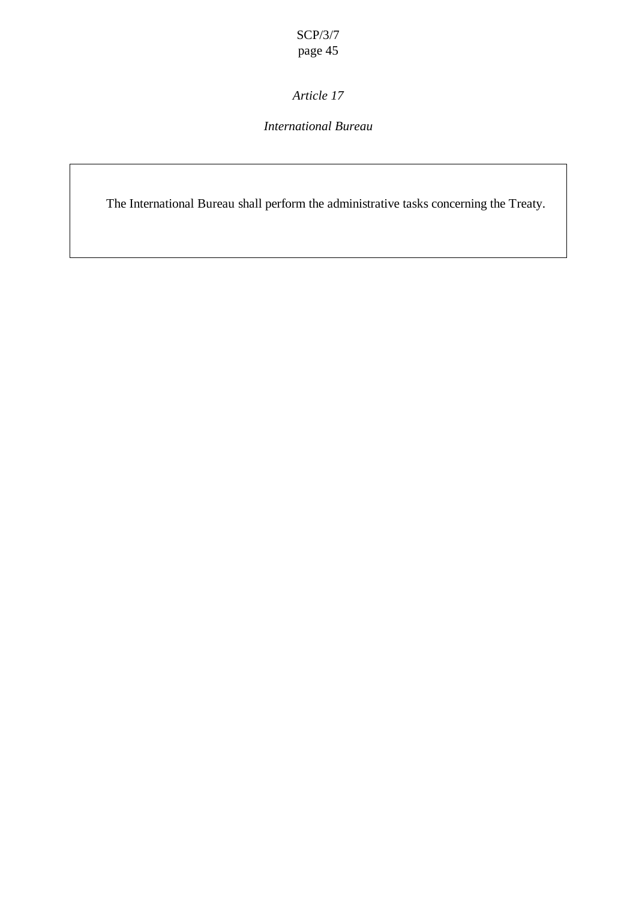*Article 17*

*International Bureau*

The International Bureau shall perform the administrative tasks concerning the Treaty.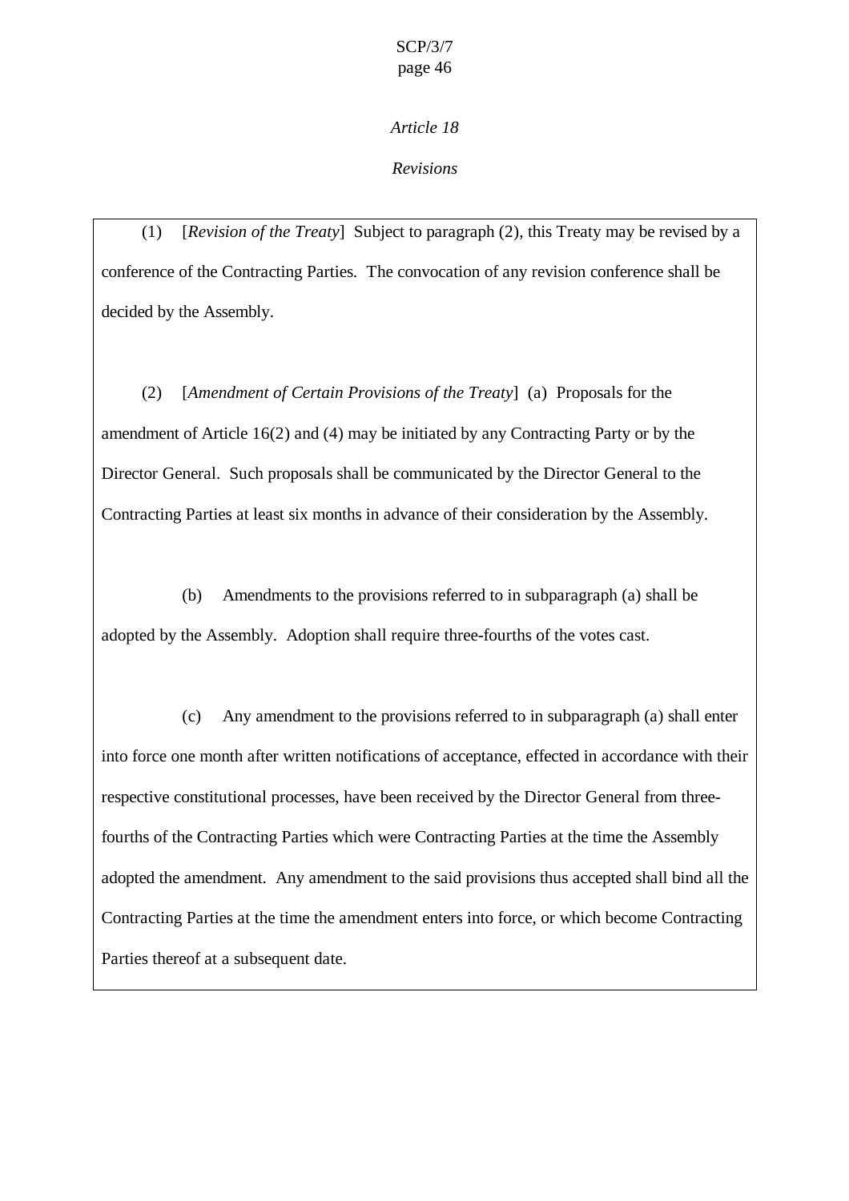*Article 18*

*Revisions*

(1) [*Revision of the Treaty*] Subject to paragraph (2), this Treaty may be revised by a conference of the Contracting Parties. The convocation of any revision conference shall be decided by the Assembly.

(2) [*Amendment of Certain Provisions of the Treaty*] (a) Proposals for the amendment of Article 16(2) and (4) may be initiated by any Contracting Party or by the Director General. Such proposals shall be communicated by the Director General to the Contracting Parties at least six months in advance of their consideration by the Assembly.

(b) Amendments to the provisions referred to in subparagraph (a) shall be adopted by the Assembly. Adoption shall require three-fourths of the votes cast.

(c) Any amendment to the provisions referred to in subparagraph (a) shall enter into force one month after written notifications of acceptance, effected in accordance with their respective constitutional processes, have been received by the Director General from three-fourths of the Contracting Parties which were Contracting Parties at the time the Assembly adopted the amendment. Any amendment to the said provisions thus accepted shall bind all the Contracting Parties at the time the amendment enters into force, or which become Contracting Parties thereof at a subsequent date.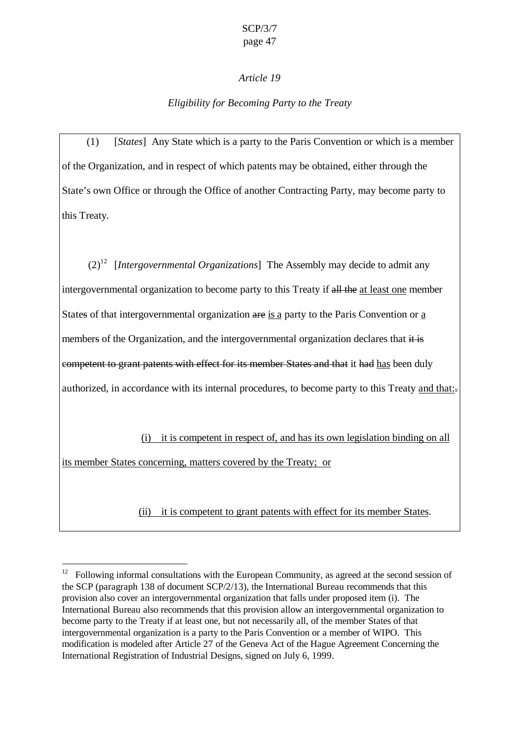*Article 19*

*Eligibility for Becoming Party to the Treaty*

(1) [*States*] Any State which is a party to the Paris Convention or which is a member of the Organization, and in respect of which patents may be obtained, either through the State's own Office or through the Office of another Contracting Party, may become party to this Treaty.

(2)[12] [*Intergovernmental Organizations*] The Assembly may decide to admit any intergovernmental organization to become party to this Treaty if ~~all the~~ at least one member State~~s~~ of that intergovernmental organization ~~are~~ is a party to the Paris Convention or a member~~s~~ of the Organization, and the intergovernmental organization declares that ~~it is competent to grant patents with effect for its member States and that~~ it ~~had~~ has been duly authorized, in accordance with its internal procedures, to become party to this Treaty and that:~~.~~

(i) it is competent in respect of, and has its own legislation binding on all its member States concerning, matters covered by the Treaty; or

(ii) it is competent to grant patents with effect for its member States.

---

[12] Following informal consultations with the European Community, as agreed at the second session of the SCP (paragraph 138 of document SCP/2/13), the International Bureau recommends that this provision also cover an intergovernmental organization that falls under proposed item (i). The International Bureau also recommends that this provision allow an intergovernmental organization to become party to the Treaty if at least one, but not necessarily all, of the member States of that intergovernmental organization is a party to the Paris Convention or a member of WIPO. This modification is modeled after Article 27 of the Geneva Act of the Hague Agreement Concerning the International Registration of Industrial Designs, signed on July 6, 1999.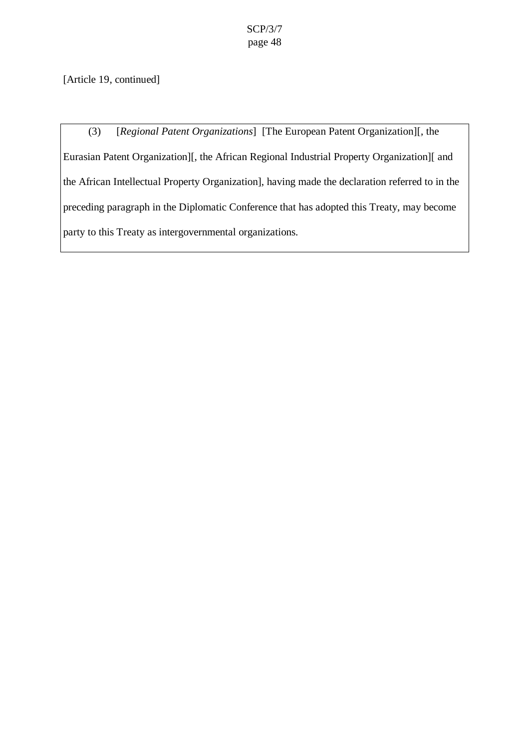[Article 19, continued]

(3) [*Regional Patent Organizations*] [The European Patent Organization][, the Eurasian Patent Organization][, the African Regional Industrial Property Organization][ and the African Intellectual Property Organization], having made the declaration referred to in the preceding paragraph in the Diplomatic Conference that has adopted this Treaty, may become party to this Treaty as intergovernmental organizations.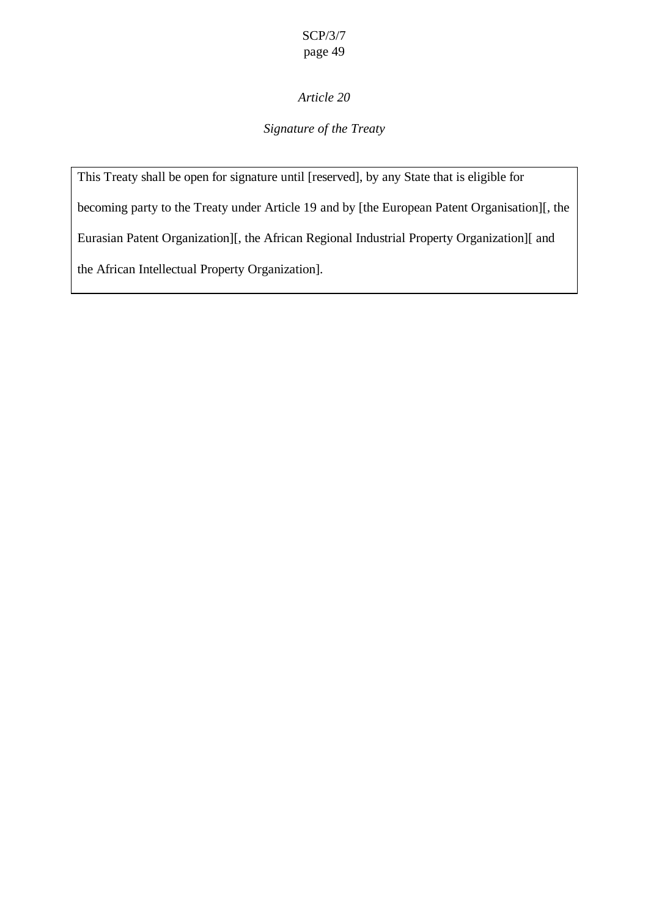*Article 20*

*Signature of the Treaty*

This Treaty shall be open for signature until [reserved], by any State that is eligible for becoming party to the Treaty under Article 19 and by [the European Patent Organisation][, the Eurasian Patent Organization][, the African Regional Industrial Property Organization][ and the African Intellectual Property Organization].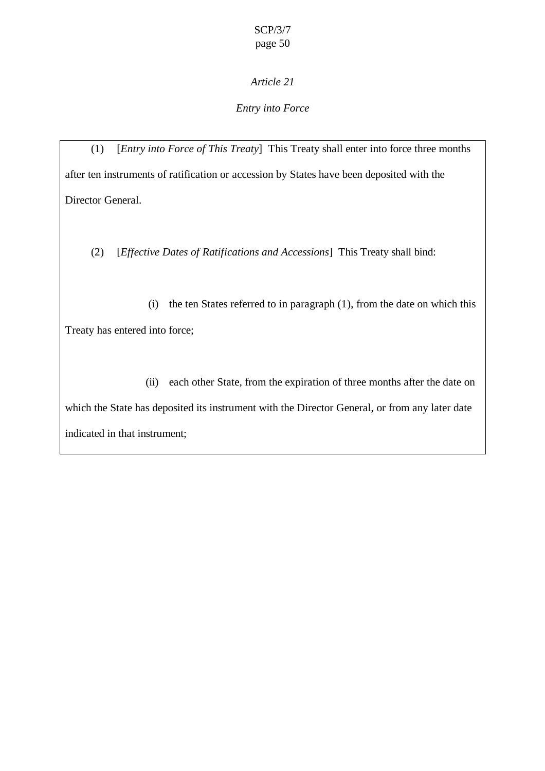*Article 21*

*Entry into Force*

(1) [*Entry into Force of This Treaty*] This Treaty shall enter into force three months after ten instruments of ratification or accession by States have been deposited with the Director General.

(2) [*Effective Dates of Ratifications and Accessions*] This Treaty shall bind:

(i) the ten States referred to in paragraph (1), from the date on which this Treaty has entered into force;

(ii) each other State, from the expiration of three months after the date on which the State has deposited its instrument with the Director General, or from any later date indicated in that instrument;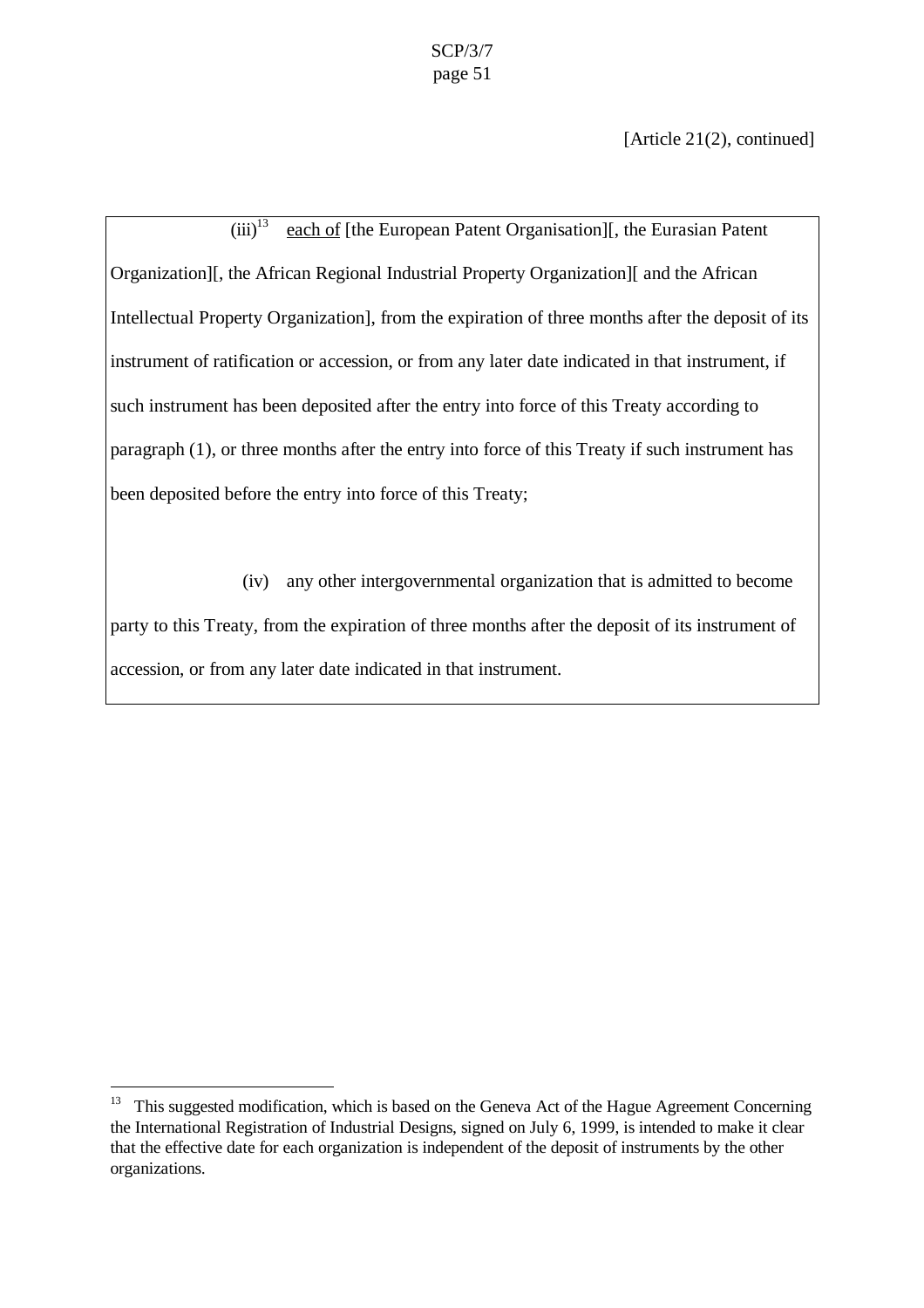[Article 21(2), continued]

(iii)[13] each of [the European Patent Organisation][, the Eurasian Patent Organization][, the African Regional Industrial Property Organization][ and the African Intellectual Property Organization], from the expiration of three months after the deposit of its instrument of ratification or accession, or from any later date indicated in that instrument, if such instrument has been deposited after the entry into force of this Treaty according to paragraph (1), or three months after the entry into force of this Treaty if such instrument has been deposited before the entry into force of this Treaty;

(iv) any other intergovernmental organization that is admitted to become party to this Treaty, from the expiration of three months after the deposit of its instrument of accession, or from any later date indicated in that instrument.

---

[13] This suggested modification, which is based on the Geneva Act of the Hague Agreement Concerning the International Registration of Industrial Designs, signed on July 6, 1999, is intended to make it clear that the effective date for each organization is independent of the deposit of instruments by the other organizations.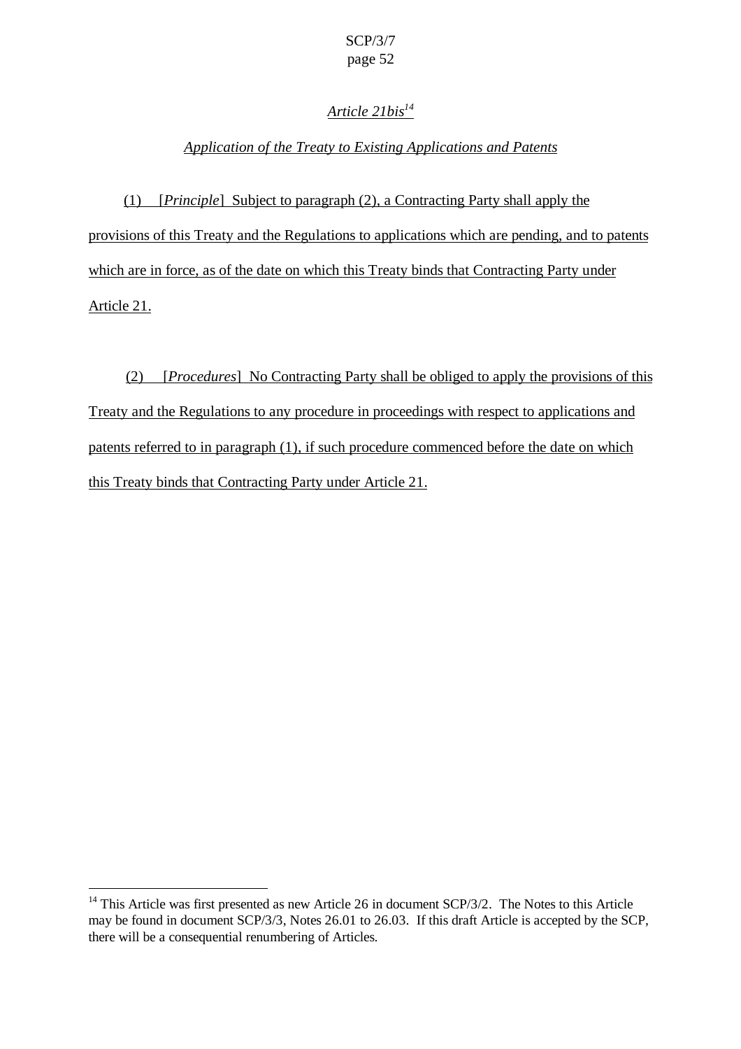*Article 21bis*[14]

*Application of the Treaty to Existing Applications and Patents*

(1) [*Principle*] Subject to paragraph (2), a Contracting Party shall apply the provisions of this Treaty and the Regulations to applications which are pending, and to patents which are in force, as of the date on which this Treaty binds that Contracting Party under Article 21.

(2) [*Procedures*] No Contracting Party shall be obliged to apply the provisions of this Treaty and the Regulations to any procedure in proceedings with respect to applications and patents referred to in paragraph (1), if such procedure commenced before the date on which this Treaty binds that Contracting Party under Article 21.

---

[14] This Article was first presented as new Article 26 in document SCP/3/2. The Notes to this Article may be found in document SCP/3/3, Notes 26.01 to 26.03. If this draft Article is accepted by the SCP, there will be a consequential renumbering of Articles.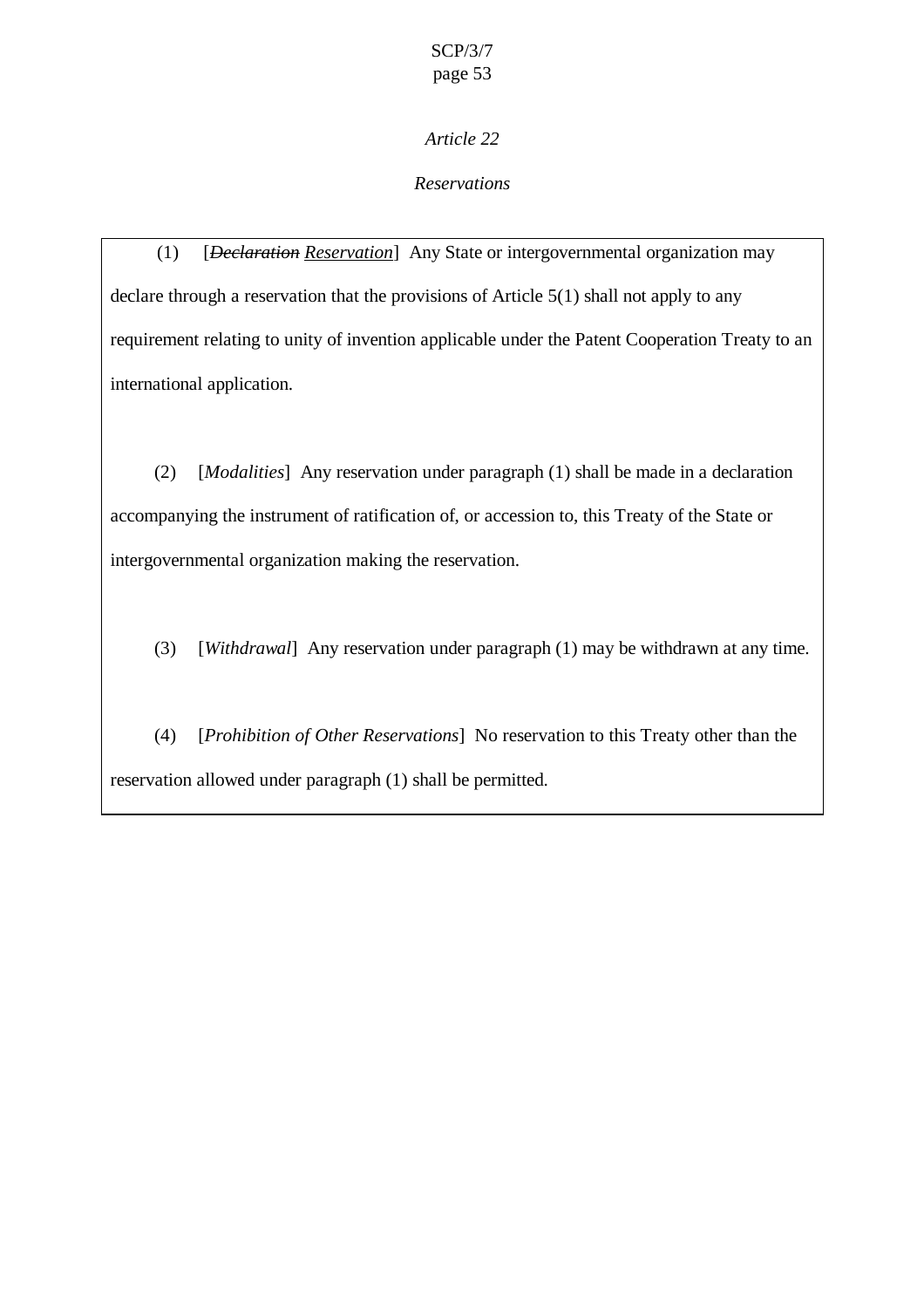*Article 22*

*Reservations*

(1) [~~*Declaration*~~ <u>*Reservation*</u>] Any State or intergovernmental organization may declare through a reservation that the provisions of Article 5(1) shall not apply to any requirement relating to unity of invention applicable under the Patent Cooperation Treaty to an international application.

(2) [*Modalities*] Any reservation under paragraph (1) shall be made in a declaration accompanying the instrument of ratification of, or accession to, this Treaty of the State or intergovernmental organization making the reservation.

(3) [*Withdrawal*] Any reservation under paragraph (1) may be withdrawn at any time.

(4) [*Prohibition of Other Reservations*] No reservation to this Treaty other than the reservation allowed under paragraph (1) shall be permitted.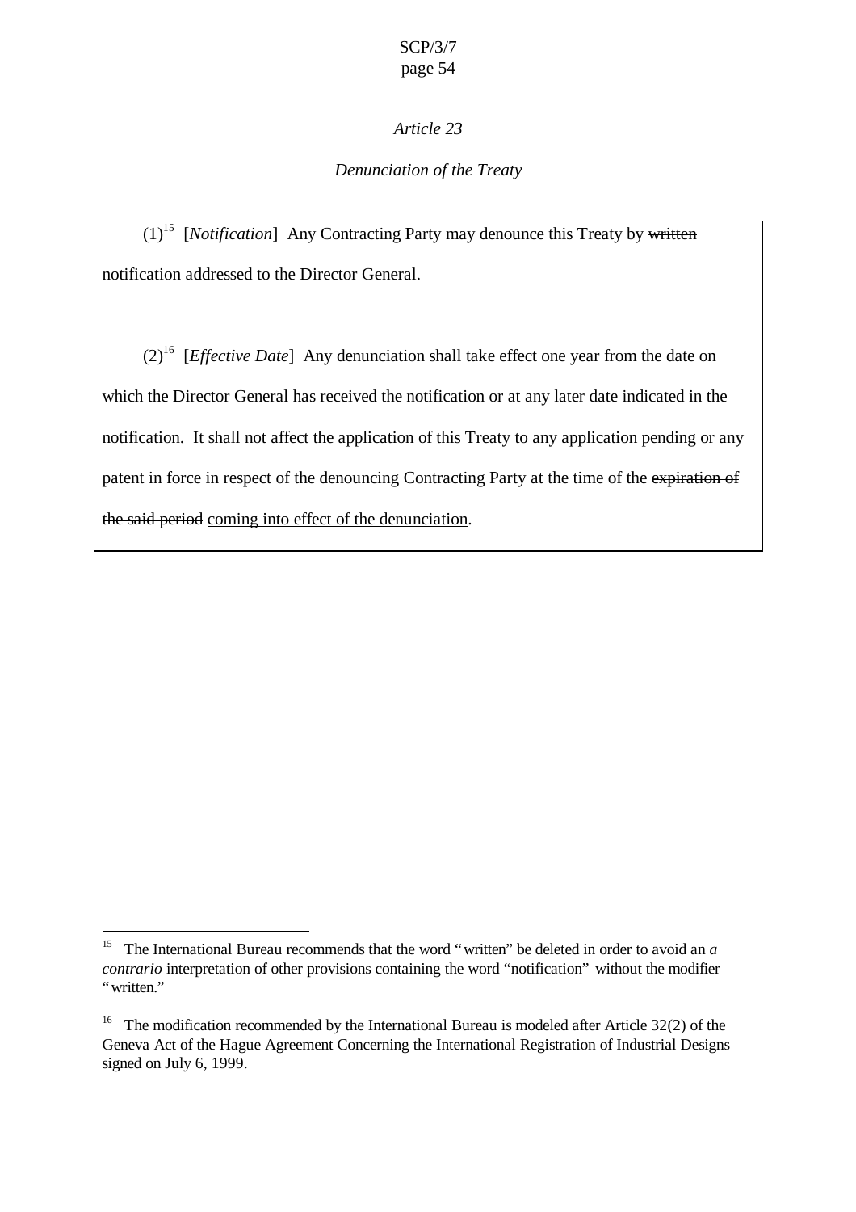*Article 23*

*Denunciation of the Treaty*

(1)[15] [*Notification*] Any Contracting Party may denounce this Treaty by ~~written~~ notification addressed to the Director General.

(2)[16] [*Effective Date*] Any denunciation shall take effect one year from the date on which the Director General has received the notification or at any later date indicated in the notification. It shall not affect the application of this Treaty to any application pending or any patent in force in respect of the denouncing Contracting Party at the time of the ~~expiration of the said period~~ <u>coming into effect of the denunciation</u>.

---

[15] The International Bureau recommends that the word "written" be deleted in order to avoid an *a contrario* interpretation of other provisions containing the word "notification" without the modifier "written."

[16] The modification recommended by the International Bureau is modeled after Article 32(2) of the Geneva Act of the Hague Agreement Concerning the International Registration of Industrial Designs signed on July 6, 1999.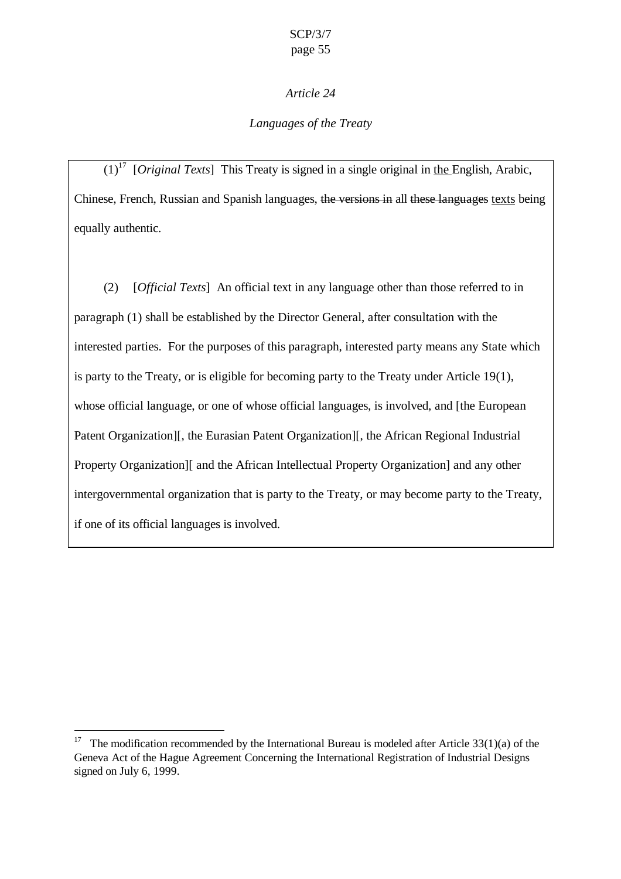*Article 24*

*Languages of the Treaty*

(1)[17] [*Original Texts*] This Treaty is signed in a single original in <u>the</u> English, Arabic, Chinese, French, Russian and Spanish languages, ~~the versions in~~ all ~~these languages~~ <u>texts</u> being equally authentic.

(2) [*Official Texts*] An official text in any language other than those referred to in paragraph (1) shall be established by the Director General, after consultation with the interested parties. For the purposes of this paragraph, interested party means any State which is party to the Treaty, or is eligible for becoming party to the Treaty under Article 19(1), whose official language, or one of whose official languages, is involved, and [the European Patent Organization][, the Eurasian Patent Organization][, the African Regional Industrial Property Organization][ and the African Intellectual Property Organization] and any other intergovernmental organization that is party to the Treaty, or may become party to the Treaty, if one of its official languages is involved.

---

[17] The modification recommended by the International Bureau is modeled after Article 33(1)(a) of the Geneva Act of the Hague Agreement Concerning the International Registration of Industrial Designs signed on July 6, 1999.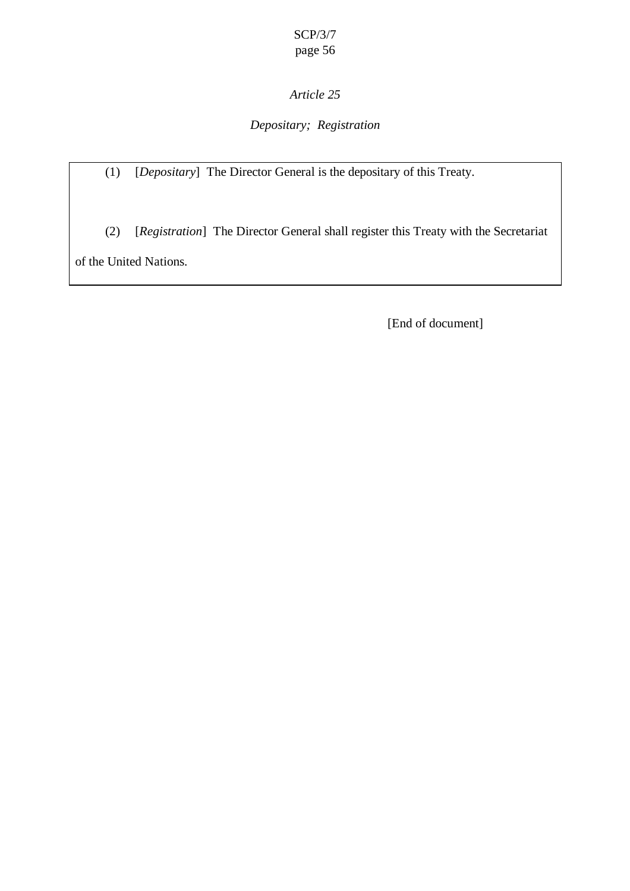*Article 25*

*Depositary; Registration*

(1) [*Depositary*] The Director General is the depositary of this Treaty.

(2) [*Registration*] The Director General shall register this Treaty with the Secretariat of the United Nations.

[End of document]